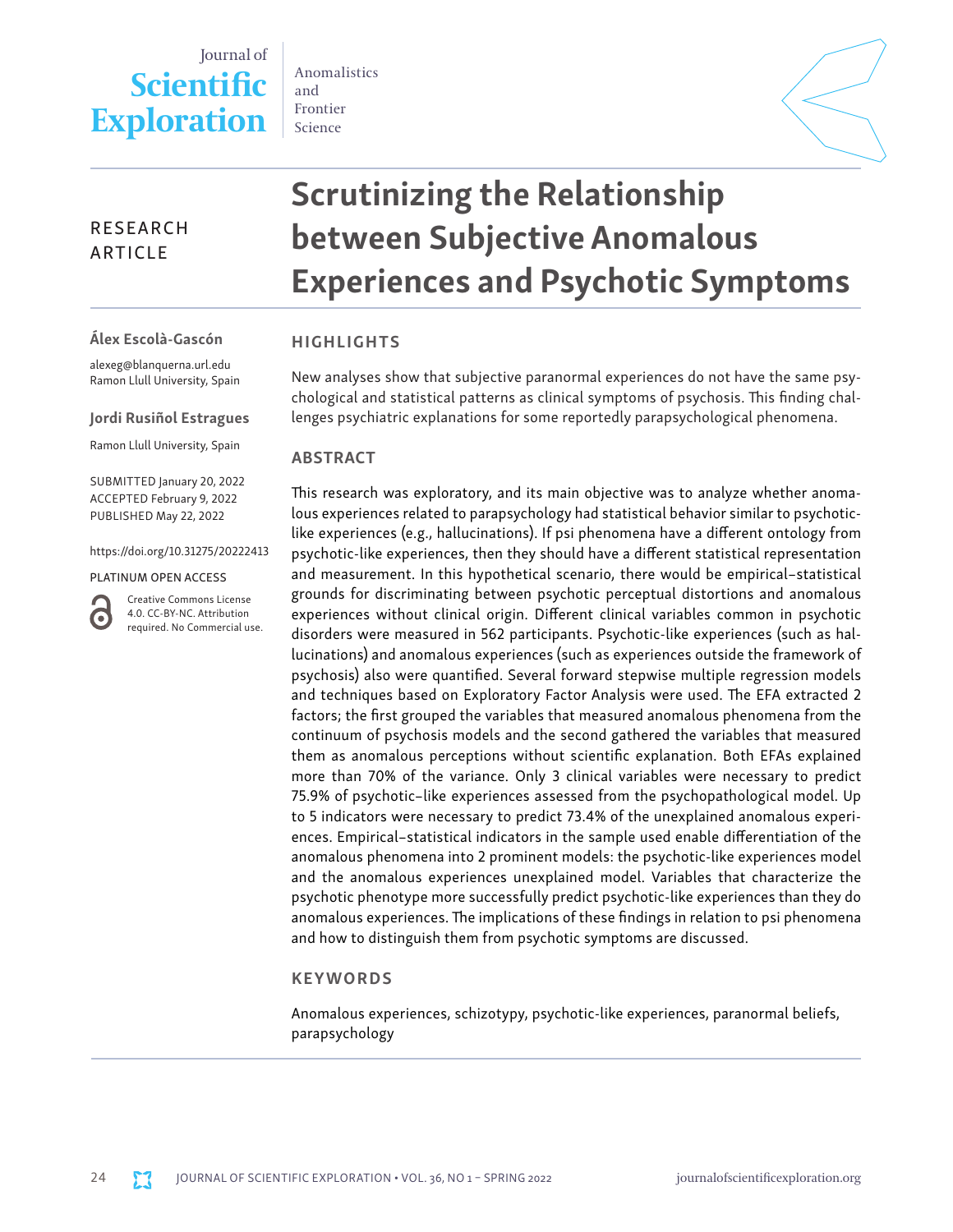RESEARCH ARTICLE

# Scrutinizing the Relationship between Subjective Anomalous Experiences and Psychotic Symptoms

**Álex Escolà-Gascón**

alexeg@blanquerna.url.edu
Ramon Llull University, Spain

**Jordi Rusiñol Estragues**

Ramon Llull University, Spain

SUBMITTED January 20, 2022
ACCEPTED February 9, 2022
PUBLISHED May 22, 2022

https://doi.org/10.31275/20222413

PLATINUM OPEN ACCESS

Creative Commons License 4.0. CC-BY-NC. Attribution required. No Commercial use.

## HIGHLIGHTS

New analyses show that subjective paranormal experiences do not have the same psychological and statistical patterns as clinical symptoms of psychosis. This finding challenges psychiatric explanations for some reportedly parapsychological phenomena.

## ABSTRACT

This research was exploratory, and its main objective was to analyze whether anomalous experiences related to parapsychology had statistical behavior similar to psychotic-like experiences (e.g., hallucinations). If psi phenomena have a different ontology from psychotic-like experiences, then they should have a different statistical representation and measurement. In this hypothetical scenario, there would be empirical–statistical grounds for discriminating between psychotic perceptual distortions and anomalous experiences without clinical origin. Different clinical variables common in psychotic disorders were measured in 562 participants. Psychotic-like experiences (such as hallucinations) and anomalous experiences (such as experiences outside the framework of psychosis) also were quantified. Several forward stepwise multiple regression models and techniques based on Exploratory Factor Analysis were used. The EFA extracted 2 factors; the first grouped the variables that measured anomalous phenomena from the continuum of psychosis models and the second gathered the variables that measured them as anomalous perceptions without scientific explanation. Both EFAs explained more than 70% of the variance. Only 3 clinical variables were necessary to predict 75.9% of psychotic–like experiences assessed from the psychopathological model. Up to 5 indicators were necessary to predict 73.4% of the unexplained anomalous experiences. Empirical–statistical indicators in the sample used enable differentiation of the anomalous phenomena into 2 prominent models: the psychotic-like experiences model and the anomalous experiences unexplained model. Variables that characterize the psychotic phenotype more successfully predict psychotic-like experiences than they do anomalous experiences. The implications of these findings in relation to psi phenomena and how to distinguish them from psychotic symptoms are discussed.

## KEYWORDS

Anomalous experiences, schizotypy, psychotic-like experiences, paranormal beliefs, parapsychology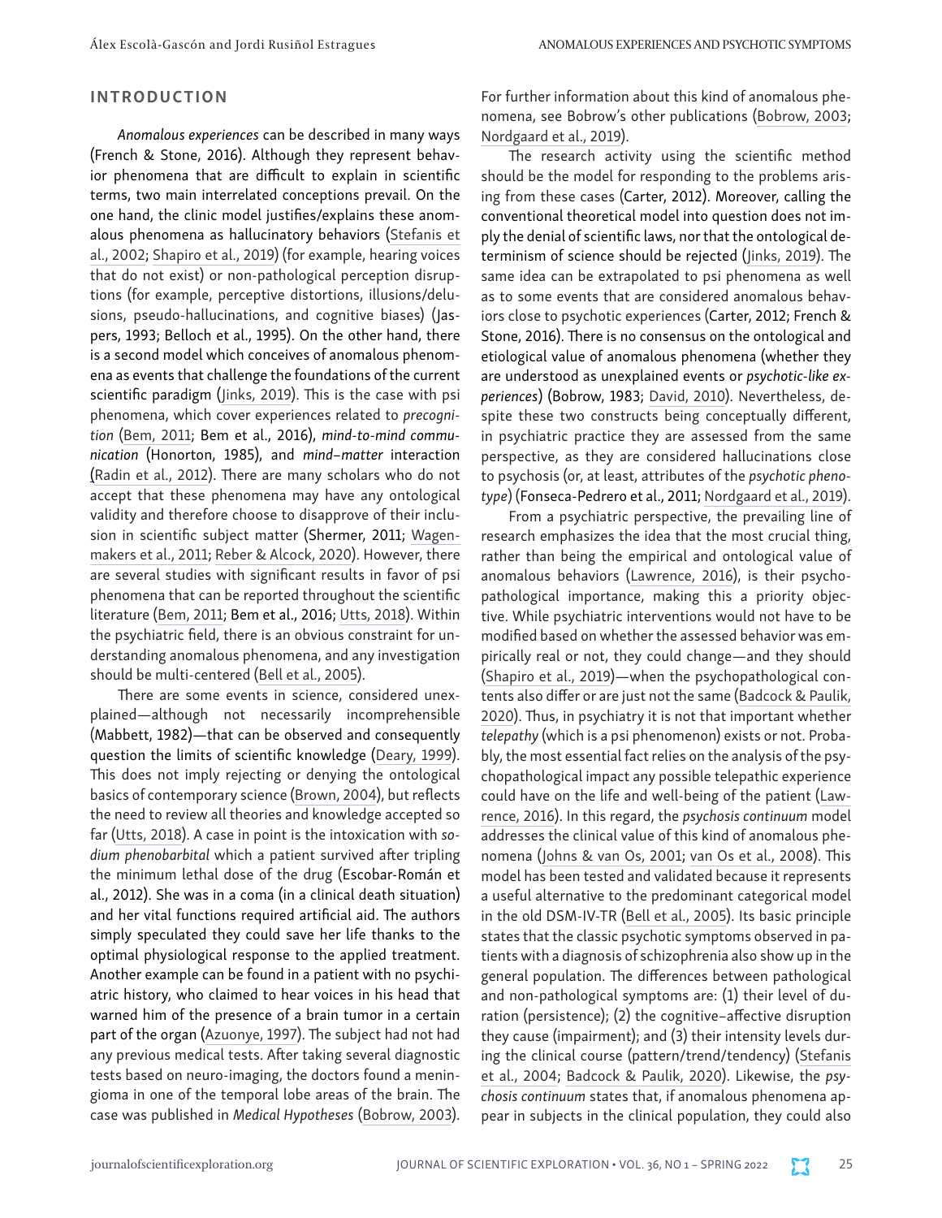## INTRODUCTION

*Anomalous experiences* can be described in many ways (French & Stone, 2016). Although they represent behavior phenomena that are difficult to explain in scientific terms, two main interrelated conceptions prevail. On the one hand, the clinic model justifies/explains these anomalous phenomena as hallucinatory behaviors (Stefanis et al., 2002; Shapiro et al., 2019) (for example, hearing voices that do not exist) or non-pathological perception disruptions (for example, perceptive distortions, illusions/delusions, pseudo-hallucinations, and cognitive biases) (Jaspers, 1993; Belloch et al., 1995). On the other hand, there is a second model which conceives of anomalous phenomena as events that challenge the foundations of the current scientific paradigm (Jinks, 2019). This is the case with psi phenomena, which cover experiences related to *precognition* (Bem, 2011; Bem et al., 2016), *mind-to-mind communication* (Honorton, 1985), and *mind–matter* interaction (Radin et al., 2012). There are many scholars who do not accept that these phenomena may have any ontological validity and therefore choose to disapprove of their inclusion in scientific subject matter (Shermer, 2011; Wagenmakers et al., 2011; Reber & Alcock, 2020). However, there are several studies with significant results in favor of psi phenomena that can be reported throughout the scientific literature (Bem, 2011; Bem et al., 2016; Utts, 2018). Within the psychiatric field, there is an obvious constraint for understanding anomalous phenomena, and any investigation should be multi-centered (Bell et al., 2005).

There are some events in science, considered unexplained—although not necessarily incomprehensible (Mabbett, 1982)—that can be observed and consequently question the limits of scientific knowledge (Deary, 1999). This does not imply rejecting or denying the ontological basics of contemporary science (Brown, 2004), but reflects the need to review all theories and knowledge accepted so far (Utts, 2018). A case in point is the intoxication with *sodium phenobarbital* which a patient survived after tripling the minimum lethal dose of the drug (Escobar-Román et al., 2012). She was in a coma (in a clinical death situation) and her vital functions required artificial aid. The authors simply speculated they could save her life thanks to the optimal physiological response to the applied treatment. Another example can be found in a patient with no psychiatric history, who claimed to hear voices in his head that warned him of the presence of a brain tumor in a certain part of the organ (Azuonye, 1997). The subject had not had any previous medical tests. After taking several diagnostic tests based on neuro-imaging, the doctors found a meningioma in one of the temporal lobe areas of the brain. The case was published in *Medical Hypotheses* (Bobrow, 2003). For further information about this kind of anomalous phenomena, see Bobrow's other publications (Bobrow, 2003; Nordgaard et al., 2019).

The research activity using the scientific method should be the model for responding to the problems arising from these cases (Carter, 2012). Moreover, calling the conventional theoretical model into question does not imply the denial of scientific laws, nor that the ontological determinism of science should be rejected (Jinks, 2019). The same idea can be extrapolated to psi phenomena as well as to some events that are considered anomalous behaviors close to psychotic experiences (Carter, 2012; French & Stone, 2016). There is no consensus on the ontological and etiological value of anomalous phenomena (whether they are understood as unexplained events or *psychotic-like experiences*) (Bobrow, 1983; David, 2010). Nevertheless, despite these two constructs being conceptually different, in psychiatric practice they are assessed from the same perspective, as they are considered hallucinations close to psychosis (or, at least, attributes of the *psychotic phenotype*) (Fonseca-Pedrero et al., 2011; Nordgaard et al., 2019).

From a psychiatric perspective, the prevailing line of research emphasizes the idea that the most crucial thing, rather than being the empirical and ontological value of anomalous behaviors (Lawrence, 2016), is their psychopathological importance, making this a priority objective. While psychiatric interventions would not have to be modified based on whether the assessed behavior was empirically real or not, they could change—and they should (Shapiro et al., 2019)—when the psychopathological contents also differ or are just not the same (Badcock & Paulik, 2020). Thus, in psychiatry it is not that important whether *telepathy* (which is a psi phenomenon) exists or not. Probably, the most essential fact relies on the analysis of the psychopathological impact any possible telepathic experience could have on the life and well-being of the patient (Lawrence, 2016). In this regard, the *psychosis continuum* model addresses the clinical value of this kind of anomalous phenomena (Johns & van Os, 2001; van Os et al., 2008). This model has been tested and validated because it represents a useful alternative to the predominant categorical model in the old DSM-IV-TR (Bell et al., 2005). Its basic principle states that the classic psychotic symptoms observed in patients with a diagnosis of schizophrenia also show up in the general population. The differences between pathological and non-pathological symptoms are: (1) their level of duration (persistence); (2) the cognitive–affective disruption they cause (impairment); and (3) their intensity levels during the clinical course (pattern/trend/tendency) (Stefanis et al., 2004; Badcock & Paulik, 2020). Likewise, the *psychosis continuum* states that, if anomalous phenomena appear in subjects in the clinical population, they could also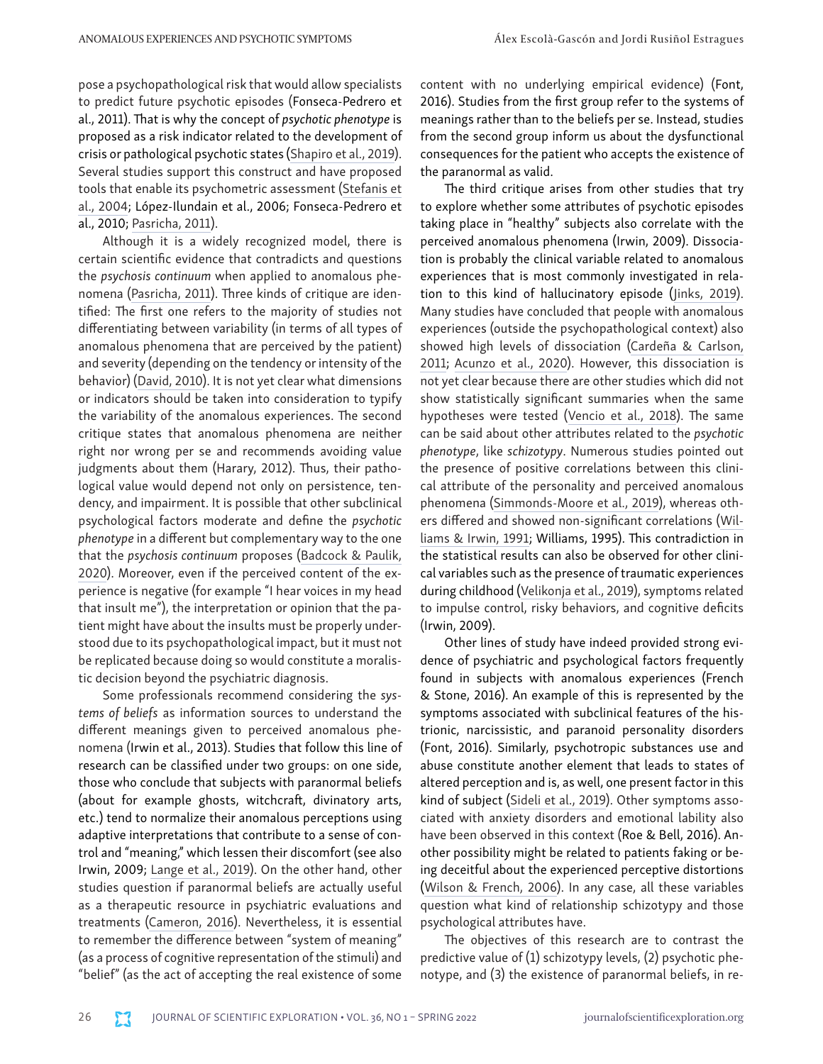pose a psychopathological risk that would allow specialists to predict future psychotic episodes (Fonseca-Pedrero et al., 2011). That is why the concept of *psychotic phenotype* is proposed as a risk indicator related to the development of crisis or pathological psychotic states (Shapiro et al., 2019). Several studies support this construct and have proposed tools that enable its psychometric assessment (Stefanis et al., 2004; López-Ilundain et al., 2006; Fonseca-Pedrero et al., 2010; Pasricha, 2011).

Although it is a widely recognized model, there is certain scientific evidence that contradicts and questions the *psychosis continuum* when applied to anomalous phenomena (Pasricha, 2011). Three kinds of critique are identified: The first one refers to the majority of studies not differentiating between variability (in terms of all types of anomalous phenomena that are perceived by the patient) and severity (depending on the tendency or intensity of the behavior) (David, 2010). It is not clear what dimensions or indicators should be taken into consideration to typify the variability of the anomalous experiences. The second critique states that anomalous phenomena are neither right nor wrong per se and recommends avoiding value judgments about them (Harary, 2012). Thus, their pathological value would depend not only on persistence, tendency, and impairment. It is possible that other subclinical psychological factors moderate and define the *psychotic phenotype* in a different but complementary way to the one that the *psychosis continuum* proposes (Badcock & Paulik, 2020). Moreover, even if the perceived content of the experience is negative (for example "I hear voices in my head that insult me"), the interpretation or opinion that the patient might have about the insults must be properly understood due to its psychopathological impact, but it must not be replicated because doing so would constitute a moralistic decision beyond the psychiatric diagnosis.

Some professionals recommend considering the *systems of beliefs* as information sources to understand the different meanings given to perceived anomalous phenomena (Irwin et al., 2013). Studies that follow this line of research can be classified under two groups: on one side, those who conclude that subjects with paranormal beliefs (about for example ghosts, witchcraft, divinatory arts, etc.) tend to normalize their anomalous perceptions using adaptive interpretations that contribute to a sense of control and "meaning," which lessen their discomfort (see also Irwin, 2009; Lange et al., 2019). On the other hand, other studies question if paranormal beliefs are actually useful as a therapeutic resource in psychiatric evaluations and treatments (Cameron, 2016). Nevertheless, it is essential to remember the difference between "system of meaning" (as a process of cognitive representation of the stimuli) and "belief" (as the act of accepting the real existence of some content with no underlying empirical evidence) (Font, 2016). Studies from the first group refer to the systems of meanings rather than to the beliefs per se. Instead, studies from the second group inform us about the dysfunctional consequences for the patient who accepts the existence of the paranormal as valid.

The third critique arises from other studies that try to explore whether some attributes of psychotic episodes taking place in "healthy" subjects also correlate with the perceived anomalous phenomena (Irwin, 2009). Dissociation is probably the clinical variable related to anomalous experiences that is most commonly investigated in relation to this kind of hallucinatory episode (Jinks, 2019). Many studies have concluded that people with anomalous experiences (outside the psychopathological context) also showed high levels of dissociation (Cardeña & Carlson, 2011; Acunzo et al., 2020). However, this dissociation is not yet clear because there are other studies which did not show statistically significant summaries when the same hypotheses were tested (Vencio et al., 2018). The same can be said about other attributes related to the *psychotic phenotype*, like *schizotypy*. Numerous studies pointed out the presence of positive correlations between this clinical attribute of the personality and perceived anomalous phenomena (Simmonds-Moore et al., 2019), whereas others differed and showed non-significant correlations (Williams & Irwin, 1991; Williams, 1995). This contradiction in the statistical results can also be observed for other clinical variables such as the presence of traumatic experiences during childhood (Velikonja et al., 2019), symptoms related to impulse control, risky behaviors, and cognitive deficits (Irwin, 2009).

Other lines of study have indeed provided strong evidence of psychiatric and psychological factors frequently found in subjects with anomalous experiences (French & Stone, 2016). An example of this is represented by the symptoms associated with subclinical features of the histrionic, narcissistic, and paranoid personality disorders (Font, 2016). Similarly, psychotropic substances use and abuse constitute another element that leads to states of altered perception and is, as well, one present factor in this kind of subject (Sideli et al., 2019). Other symptoms associated with anxiety disorders and emotional lability also have been observed in this context (Roe & Bell, 2016). Another possibility might be related to patients faking or being deceitful about the experienced perceptive distortions (Wilson & French, 2006). In any case, all these variables question what kind of relationship schizotypy and those psychological attributes have.

The objectives of this research are to contrast the predictive value of (1) schizotypy levels, (2) psychotic phenotype, and (3) the existence of paranormal beliefs, in re-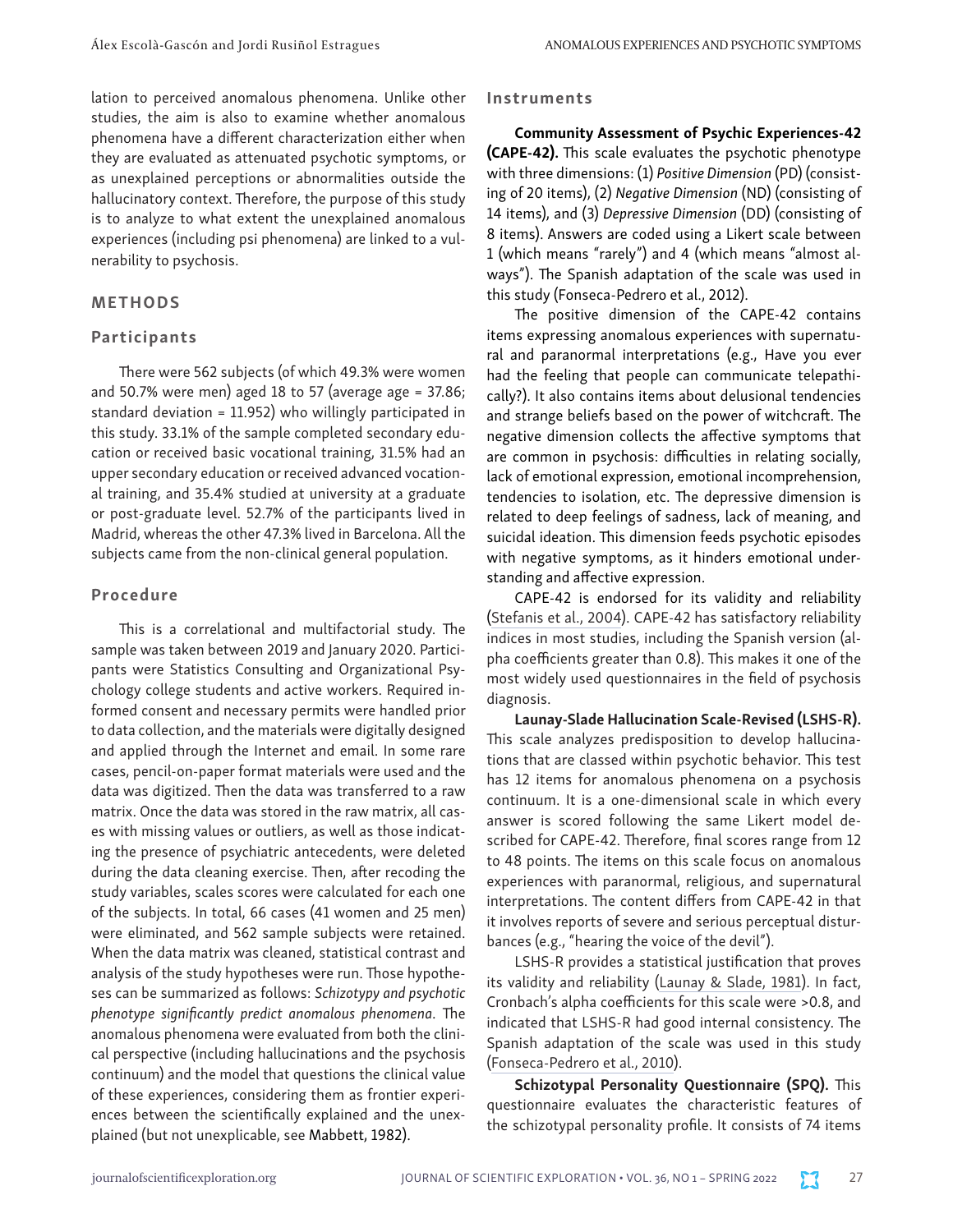lation to perceived anomalous phenomena. Unlike other studies, the aim is also to examine whether anomalous phenomena have a different characterization either when they are evaluated as attenuated psychotic symptoms, or as unexplained perceptions or abnormalities outside the hallucinatory context. Therefore, the purpose of this study is to analyze to what extent the unexplained anomalous experiences (including psi phenomena) are linked to a vulnerability to psychosis.

## METHODS

### Participants

There were 562 subjects (of which 49.3% were women and 50.7% were men) aged 18 to 57 (average age = 37.86; standard deviation = 11.952) who willingly participated in this study. 33.1% of the sample completed secondary education or received basic vocational training, 31.5% had an upper secondary education or received advanced vocational training, and 35.4% studied at university at a graduate or post-graduate level. 52.7% of the participants lived in Madrid, whereas the other 47.3% lived in Barcelona. All the subjects came from the non-clinical general population.

### Procedure

This is a correlational and multifactorial study. The sample was taken between 2019 and January 2020. Participants were Statistics Consulting and Organizational Psychology college students and active workers. Required informed consent and necessary permits were handled prior to data collection, and the materials were digitally designed and applied through the Internet and email. In some rare cases, pencil-on-paper format materials were used and the data was digitized. Then the data was transferred to a raw matrix. Once the data was stored in the raw matrix, all cases with missing values or outliers, as well as those indicating the presence of psychiatric antecedents, were deleted during the data cleaning exercise. Then, after recoding the study variables, scales scores were calculated for each one of the subjects. In total, 66 cases (41 women and 25 men) were eliminated, and 562 sample subjects were retained. When the data matrix was cleaned, statistical contrast and analysis of the study hypotheses were run. Those hypotheses can be summarized as follows: *Schizotypy and psychotic phenotype significantly predict anomalous phenomena*. The anomalous phenomena were evaluated from both the clinical perspective (including hallucinations and the psychosis continuum) and the model that questions the clinical value of these experiences, considering them as frontier experiences between the scientifically explained and the unexplained (but not unexplicable, see Mabbett, 1982).

### Instruments

**Community Assessment of Psychic Experiences-42 (CAPE-42).** This scale evaluates the psychotic phenotype with three dimensions: (1) *Positive Dimension* (PD) (consisting of 20 items), (2) *Negative Dimension* (ND) (consisting of 14 items), and (3) *Depressive Dimension* (DD) (consisting of 8 items). Answers are coded using a Likert scale between 1 (which means "rarely") and 4 (which means "almost always"). The Spanish adaptation of the scale was used in this study (Fonseca-Pedrero et al., 2012).

The positive dimension of the CAPE-42 contains items expressing anomalous experiences with supernatural and paranormal interpretations (e.g., Have you ever had the feeling that people can communicate telepathically?). It also contains items about delusional tendencies and strange beliefs based on the power of witchcraft. The negative dimension collects the affective symptoms that are common in psychosis: difficulties in relating socially, lack of emotional expression, emotional incomprehension, tendencies to isolation, etc. The depressive dimension is related to deep feelings of sadness, lack of meaning, and suicidal ideation. This dimension feeds psychotic episodes with negative symptoms, as it hinders emotional understanding and affective expression.

CAPE-42 is endorsed for its validity and reliability (Stefanis et al., 2004). CAPE-42 has satisfactory reliability indices in most studies, including the Spanish version (alpha coefficients greater than 0.8). This makes it one of the most widely used questionnaires in the field of psychosis diagnosis.

**Launay-Slade Hallucination Scale-Revised (LSHS-R).** This scale analyzes predisposition to develop hallucinations that are classed within psychotic behavior. This test has 12 items for anomalous phenomena on a psychosis continuum. It is a one-dimensional scale in which every answer is scored following the same Likert model described for CAPE-42. Therefore, final scores range from 12 to 48 points. The items on this scale focus on anomalous experiences with paranormal, religious, and supernatural interpretations. The content differs from CAPE-42 in that it involves reports of severe and serious perceptual disturbances (e.g., "hearing the voice of the devil").

LSHS-R provides a statistical justification that proves its validity and reliability (Launay & Slade, 1981). In fact, Cronbach's alpha coefficients for this scale were >0.8, and indicated that LSHS-R had good internal consistency. The Spanish adaptation of the scale was used in this study (Fonseca-Pedrero et al., 2010).

**Schizotypal Personality Questionnaire (SPQ).** This questionnaire evaluates the characteristic features of the schizotypal personality profile. It consists of 74 items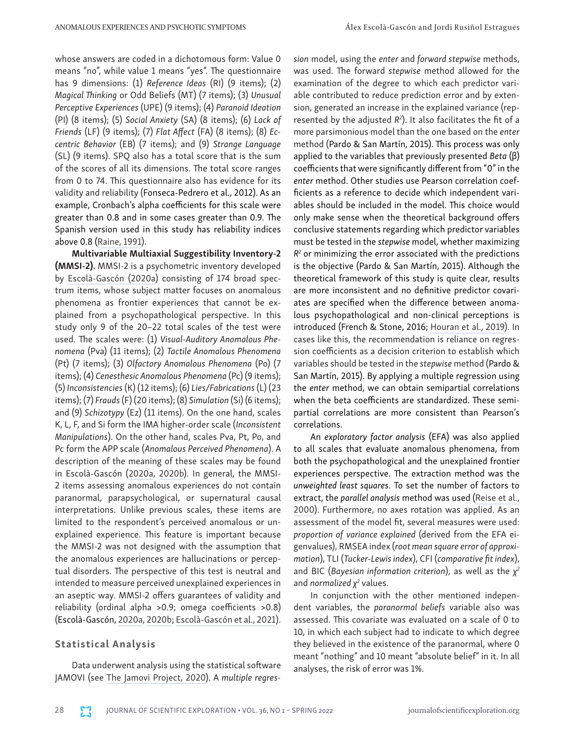whose answers are coded in a dichotomous form: Value 0 means "no", while value 1 means "yes". The questionnaire has 9 dimensions: (1) *Reference Ideas* (RI) (9 items); (2) *Magical Thinking* or Odd Beliefs (MT) (7 items); (3) *Unusual Perceptive Experiences* (UPE) (9 items); (4) *Paranoid Ideation* (PI) (8 items); (5) *Social Anxiety* (SA) (8 items); (6) *Lack of Friends* (LF) (9 items); (7) *Flat Affect* (FA) (8 items); (8) *Eccentric Behavior* (EB) (7 items); and (9) *Strange Language* (SL) (9 items). SPQ also has a total score that is the sum of the scores of all its dimensions. The total score ranges from 0 to 74. This questionnaire also has evidence for its validity and reliability (Fonseca-Pedrero et al., 2012). As an example, Cronbach's alpha coefficients for this scale were greater than 0.8 and in some cases greater than 0.9. The Spanish version used in this study has reliability indices above 0.8 (Raine, 1991).

**Multivariable Multiaxial Suggestibility Inventory-2 (MMSI-2).** MMSI-2 is a psychometric inventory developed by Escolà-Gascón (2020a) consisting of 174 broad spectrum items, whose subject matter focuses on anomalous phenomena as frontier experiences that cannot be explained from a psychopathological perspective. In this study only 9 of the 20–22 total scales of the test were used. The scales were: (1) *Visual-Auditory Anomalous Phenomena* (Pva) (11 items); (2) *Tactile Anomalous Phenomena* (Pt) (7 items); (3) *Olfactory Anomalous Phenomena* (Po) (7 items); (4) *Cenesthesic Anomalous Phenomena* (Pc) (9 items); (5) *Inconsistencies* (K) (12 items); (6) *Lies/Fabrications* (L) (23 items); (7) *Frauds* (F) (20 items); (8) *Simulation* (Si) (6 items); and (9) *Schizotypy* (Ez) (11 items). On the one hand, scales K, L, F, and Si form the IMA higher-order scale (*Inconsistent Manipulations*). On the other hand, scales Pva, Pt, Po, and Pc form the APP scale (*Anomalous Perceived Phenomena*). A description of the meaning of these scales may be found in Escolà-Gascón (2020a, 2020b). In general, the MMSI-2 items assessing anomalous experiences do not contain paranormal, parapsychological, or supernatural causal interpretations. Unlike previous scales, these items are limited to the respondent's perceived anomalous or unexplained experience. This feature is important because the MMSI-2 was not designed with the assumption that the anomalous experiences are hallucinations or perceptual disorders. The perspective of this test is neutral and intended to measure perceived unexplained experiences in an aseptic way. MMSI-2 offers guarantees of validity and reliability (ordinal alpha >0.9; omega coefficients >0.8) (Escolà-Gascón, 2020a, 2020b; Escolà-Gascón et al., 2021).

## Statistical Analysis

Data underwent analysis using the statistical software JAMOVI (see The Jamovi Project, 2020). A *multiple regression* model, using the *enter* and *forward stepwise* methods, was used. The forward *stepwise* method allowed for the examination of the degree to which each predictor variable contributed to reduce prediction error and by extension, generated an increase in the explained variance (represented by the adjusted $R^2$). It also facilitates the fit of a more parsimonious model than the one based on the *enter* method (Pardo & San Martín, 2015). This process was only applied to the variables that previously presented *Beta* (β) coefficients that were significantly different from "0" in the *enter* method. Other studies use Pearson correlation coefficients as a reference to decide which independent variables should be included in the model. This choice would only make sense when the theoretical background offers conclusive statements regarding which predictor variables must be tested in the *stepwise* model, whether maximizing $R^2$ or minimizing the error associated with the predictions is the objective (Pardo & San Martín, 2015). Although the theoretical framework of this study is quite clear, results are more inconsistent and no definitive predictor covariates are specified when the difference between anomalous psychopathological and non-clinical perceptions is introduced (French & Stone, 2016; Houran et al., 2019). In cases like this, the recommendation is reliance on regression coefficients as a decision criterion to establish which variables should be tested in the *stepwise* method (Pardo & San Martín, 2015). By applying a multiple regression using the *enter* method, we can obtain semipartial correlations when the beta coefficients are standardized. These semipartial correlations are more consistent than Pearson's correlations.

An *exploratory factor analysis* (EFA) was also applied to all scales that evaluate anomalous phenomena, from both the psychopathological and the unexplained frontier experiences perspective. The extraction method was the *unweighted least squares*. To set the number of factors to extract, the *parallel analysis* method was used (Reise et al., 2000). Furthermore, no axes rotation was applied. As an assessment of the model fit, several measures were used: *proportion of variance explained* (derived from the EFA eigenvalues), RMSEA index (*root mean square error of approximation*), TLI (*Tucker-Lewis index*), CFI (*comparative fit index*), and BIC (*Bayesian information criterion*), as well as the $\chi^2$ and *normalized* $\chi^2$ values.

In conjunction with the other mentioned independent variables, the *paranormal beliefs* variable also was assessed. This covariate was evaluated on a scale of 0 to 10, in which each subject had to indicate to which degree they believed in the existence of the paranormal, where 0 meant "nothing" and 10 meant "absolute belief" in it. In all analyses, the risk of error was 1%.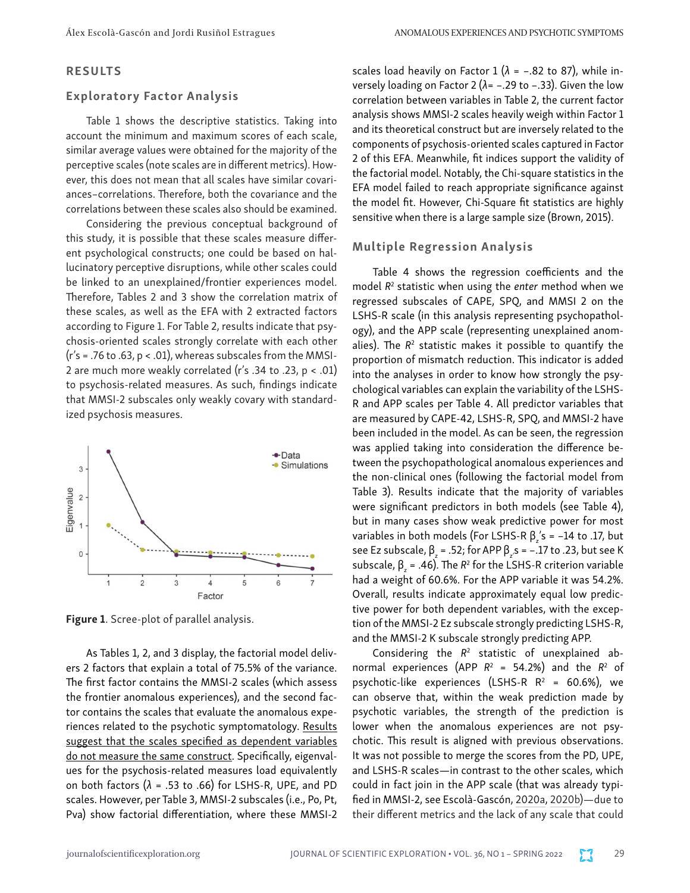## RESULTS

### Exploratory Factor Analysis

Table 1 shows the descriptive statistics. Taking into account the minimum and maximum scores of each scale, similar average values were obtained for the majority of the perceptive scales (note scales are in different metrics). However, this does not mean that all scales have similar covariances–correlations. Therefore, both the covariance and the correlations between these scales also should be examined.

Considering the previous conceptual background of this study, it is possible that these scales measure different psychological constructs; one could be based on hallucinatory perceptive disruptions, while other scales could be linked to an unexplained/frontier experiences model. Therefore, Tables 2 and 3 show the correlation matrix of these scales, as well as the EFA with 2 extracted factors according to Figure 1. For Table 2, results indicate that psychosis-oriented scales strongly correlate with each other (r's = .76 to .63, $p < .01$), whereas subscales from the MMSI-2 are much more weakly correlated (r's .34 to .23, $p < .01$) to psychosis-related measures. As such, findings indicate that MMSI-2 subscales only weakly covary with standardized psychosis measures.

**Figure 1**. Scree-plot of parallel analysis.

As Tables 1, 2, and 3 display, the factorial model delivers 2 factors that explain a total of 75.5% of the variance. The first factor contains the MMSI-2 scales (which assess the frontier anomalous experiences), and the second factor contains the scales that evaluate the anomalous experiences related to the psychotic symptomatology. Results suggest that the scales specified as dependent variables do not measure the same construct. Specifically, eigenvalues for the psychosis-related measures load equivalently on both factors ($\lambda$ = .53 to .66) for LSHS-R, UPE, and PD scales. However, per Table 3, MMSI-2 subscales (i.e., Po, Pt, Pva) show factorial differentiation, where these MMSI-2 scales load heavily on Factor 1 ($\lambda$ = –.82 to 87), while inversely loading on Factor 2 ($\lambda$= –.29 to –.33). Given the low correlation between variables in Table 2, the current factor analysis shows MMSI-2 scales heavily weigh within Factor 1 and its theoretical construct but are inversely related to the components of psychosis-oriented scales captured in Factor 2 of this EFA. Meanwhile, fit indices support the validity of the factorial model. Notably, the Chi-square statistics in the EFA model failed to reach appropriate significance against the model fit. However, Chi-Square fit statistics are highly sensitive when there is a large sample size (Brown, 2015).

### Multiple Regression Analysis

Table 4 shows the regression coefficients and the model $R^2$ statistic when using the *enter* method when we regressed subscales of CAPE, SPQ, and MMSI 2 on the LSHS-R scale (in this analysis representing psychopathology), and the APP scale (representing unexplained anomalies). The $R^2$ statistic makes it possible to quantify the proportion of mismatch reduction. This indicator is added into the analyses in order to know how strongly the psychological variables can explain the variability of the LSHS-R and APP scales per Table 4. All predictor variables that are measured by CAPE-42, LSHS-R, SPQ, and MMSI-2 have been included in the model. As can be seen, the regression was applied taking into consideration the difference between the psychopathological anomalous experiences and the non-clinical ones (following the factorial model from Table 3). Results indicate that the majority of variables were significant predictors in both models (see Table 4), but in many cases show weak predictive power for most variables in both models (For LSHS-R $\beta_z$'s = –14 to .17, but see Ez subscale, $\beta_z$ = .52; for APP $\beta_z$s = –.17 to .23, but see K subscale, $\beta_z$ = .46). The $R^2$ for the LSHS-R criterion variable had a weight of 60.6%. For the APP variable it was 54.2%. Overall, results indicate approximately equal low predictive power for both dependent variables, with the exception of the MMSI-2 Ez subscale strongly predicting LSHS-R, and the MMSI-2 K subscale strongly predicting APP.

Considering the $R^2$ statistic of unexplained abnormal experiences (APP $R^2$ = 54.2%) and the $R^2$ of psychotic-like experiences (LSHS-R $R^2$ = 60.6%), we can observe that, within the weak prediction made by psychotic variables, the strength of the prediction is lower when the anomalous experiences are not psychotic. This result is aligned with previous observations. It was not possible to merge the scores from the PD, UPE, and LSHS-R scales—in contrast to the other scales, which could in fact join in the APP scale (that was already typified in MMSI-2, see Escolà-Gascón, 2020a, 2020b)—due to their different metrics and the lack of any scale that could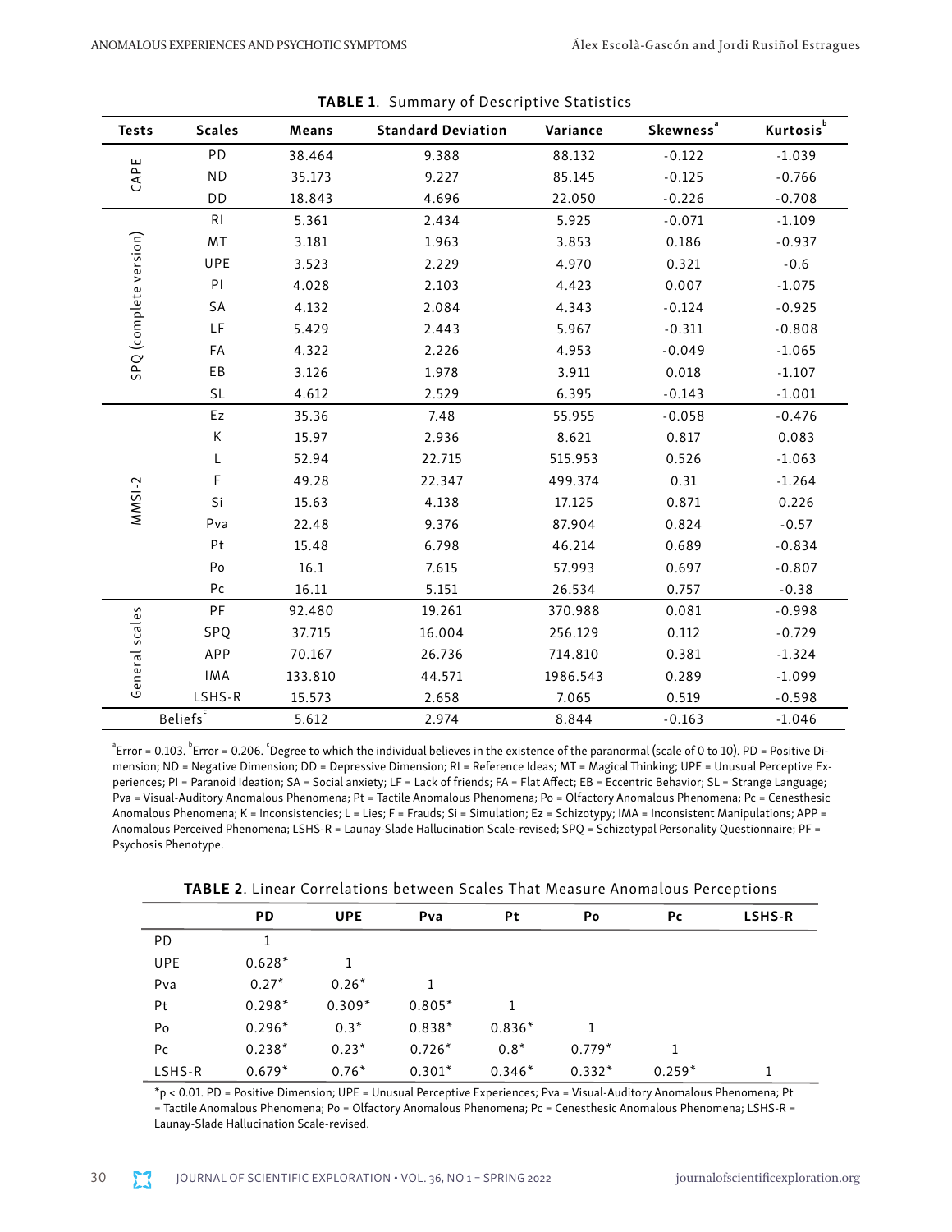**TABLE 1**. Summary of Descriptive Statistics

| Tests | Scales | Means | Standard Deviation | Variance | Skewness[a] | Kurtosis[b] |
|---|---|---|---|---|---|---|
| CAPE | PD | 38.464 | 9.388 | 88.132 | -0.122 | -1.039 |
| | ND | 35.173 | 9.227 | 85.145 | -0.125 | -0.766 |
| | DD | 18.843 | 4.696 | 22.050 | -0.226 | -0.708 |
| SPQ (complete version) | RI | 5.361 | 2.434 | 5.925 | -0.071 | -1.109 |
| | MT | 3.181 | 1.963 | 3.853 | 0.186 | -0.937 |
| | UPE | 3.523 | 2.229 | 4.970 | 0.321 | -0.6 |
| | PI | 4.028 | 2.103 | 4.423 | 0.007 | -1.075 |
| | SA | 4.132 | 2.084 | 4.343 | -0.124 | -0.925 |
| | LF | 5.429 | 2.443 | 5.967 | -0.311 | -0.808 |
| | FA | 4.322 | 2.226 | 4.953 | -0.049 | -1.065 |
| | EB | 3.126 | 1.978 | 3.911 | 0.018 | -1.107 |
| | SL | 4.612 | 2.529 | 6.395 | -0.143 | -1.001 |
| MMSI-2 | Ez | 35.36 | 7.48 | 55.955 | -0.058 | -0.476 |
| | K | 15.97 | 2.936 | 8.621 | 0.817 | 0.083 |
| | L | 52.94 | 22.715 | 515.953 | 0.526 | -1.063 |
| | F | 49.28 | 22.347 | 499.374 | 0.31 | -1.264 |
| | Si | 15.63 | 4.138 | 17.125 | 0.871 | 0.226 |
| | Pva | 22.48 | 9.376 | 87.904 | 0.824 | -0.57 |
| | Pt | 15.48 | 6.798 | 46.214 | 0.689 | -0.834 |
| | Po | 16.1 | 7.615 | 57.993 | 0.697 | -0.807 |
| | Pc | 16.11 | 5.151 | 26.534 | 0.757 | -0.38 |
| General scales | PF | 92.480 | 19.261 | 370.988 | 0.081 | -0.998 |
| | SPQ | 37.715 | 16.004 | 256.129 | 0.112 | -0.729 |
| | APP | 70.167 | 26.736 | 714.810 | 0.381 | -1.324 |
| | IMA | 133.810 | 44.571 | 1986.543 | 0.289 | -1.099 |
| | LSHS-R | 15.573 | 2.658 | 7.065 | 0.519 | -0.598 |
| Beliefs[c] | | 5.612 | 2.974 | 8.844 | -0.163 | -1.046 |

[a]Error = 0.103. [b]Error = 0.206. [c]Degree to which the individual believes in the existence of the paranormal (scale of 0 to 10). PD = Positive Dimension; ND = Negative Dimension; DD = Depressive Dimension; RI = Reference Ideas; MT = Magical Thinking; UPE = Unusual Perceptive Experiences; PI = Paranoid Ideation; SA = Social anxiety; LF = Lack of friends; FA = Flat Affect; EB = Eccentric Behavior; SL = Strange Language; Pva = Visual-Auditory Anomalous Phenomena; Pt = Tactile Anomalous Phenomena; Po = Olfactory Anomalous Phenomena; Pc = Cenesthesic Anomalous Phenomena; K = Inconsistencies; L = Lies; F = Frauds; Si = Simulation; Ez = Schizotypy; IMA = Inconsistent Manipulations; APP = Anomalous Perceived Phenomena; LSHS-R = Launay-Slade Hallucination Scale-revised; SPQ = Schizotypal Personality Questionnaire; PF = Psychosis Phenotype.

**TABLE 2**. Linear Correlations between Scales That Measure Anomalous Perceptions

| | PD | UPE | Pva | Pt | Po | Pc | LSHS-R |
|---|---|---|---|---|---|---|---|
| PD | 1 | | | | | | |
| UPE | 0.628* | 1 | | | | | |
| Pva | 0.27* | 0.26* | 1 | | | | |
| Pt | 0.298* | 0.309* | 0.805* | 1 | | | |
| Po | 0.296* | 0.3* | 0.838* | 0.836* | 1 | | |
| Pc | 0.238* | 0.23* | 0.726* | 0.8* | 0.779* | 1 | |
| LSHS-R | 0.679* | 0.76* | 0.301* | 0.346* | 0.332* | 0.259* | 1 |

*$p < 0.01$. PD = Positive Dimension; UPE = Unusual Perceptive Experiences; Pva = Visual-Auditory Anomalous Phenomena; Pt = Tactile Anomalous Phenomena; Po = Olfactory Anomalous Phenomena; Pc = Cenesthesic Anomalous Phenomena; LSHS-R = Launay-Slade Hallucination Scale-revised.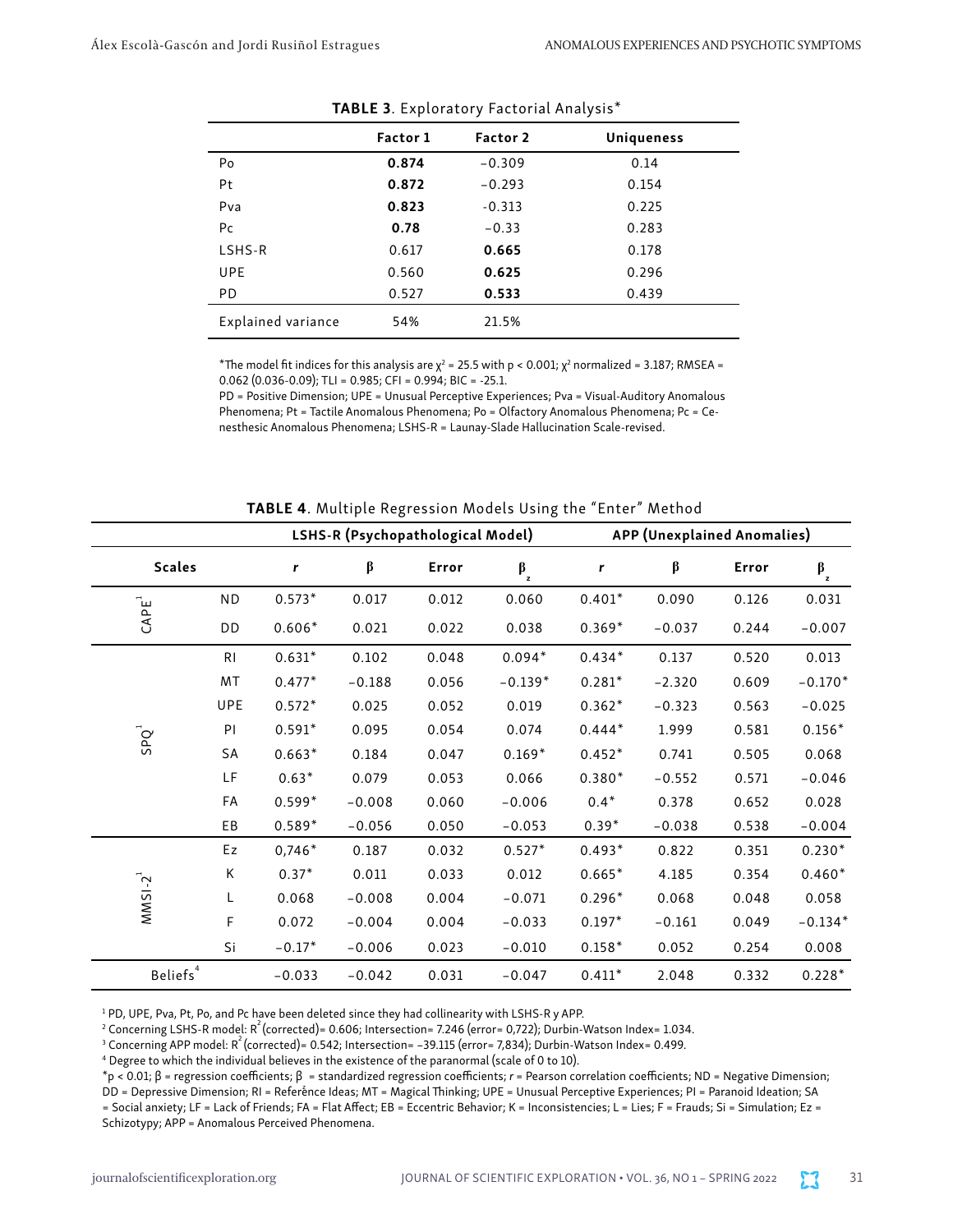**TABLE 3**. Exploratory Factorial Analysis*

| | Factor 1 | Factor 2 | Uniqueness |
|---|---|---|---|
| Po | **0.874** | −0.309 | 0.14 |
| Pt | **0.872** | −0.293 | 0.154 |
| Pva | **0.823** | -0.313 | 0.225 |
| Pc | **0.78** | −0.33 | 0.283 |
| LSHS-R | 0.617 | **0.665** | 0.178 |
| UPE | 0.560 | **0.625** | 0.296 |
| PD | 0.527 | **0.533** | 0.439 |
| Explained variance | 54% | 21.5% | |

*The model fit indices for this analysis are $\chi^2$ = 25.5 with $p < 0.001$; $\chi^2$ normalized = 3.187; RMSEA = 0.062 (0.036-0.09); TLI = 0.985; CFI = 0.994; BIC = -25.1.

PD = Positive Dimension; UPE = Unusual Perceptive Experiences; Pva = Visual-Auditory Anomalous Phenomena; Pt = Tactile Anomalous Phenomena; Po = Olfactory Anomalous Phenomena; Pc = Cenesthesic Anomalous Phenomena; LSHS-R = Launay-Slade Hallucination Scale-revised.

**TABLE 4**. Multiple Regression Models Using the "Enter" Method

| | | LSHS-R (Psychopathological Model) | | | | APP (Unexplained Anomalies) | | | |
|---|---|---|---|---|---|---|---|---|---|
| Scales | | *r* | β | Error | $\beta_z$ | *r* | β | Error | $\beta_z$ |
| CAPE[1] | ND | 0.573* | 0.017 | 0.012 | 0.060 | 0.401* | 0.090 | 0.126 | 0.031 |
| | DD | 0.606* | 0.021 | 0.022 | 0.038 | 0.369* | −0.037 | 0.244 | −0.007 |
| SPQ[1] | RI | 0.631* | 0.102 | 0.048 | 0.094* | 0.434* | 0.137 | 0.520 | 0.013 |
| | MT | 0.477* | −0.188 | 0.056 | −0.139* | 0.281* | −2.320 | 0.609 | −0.170* |
| | UPE | 0.572* | 0.025 | 0.052 | 0.019 | 0.362* | −0.323 | 0.563 | −0.025 |
| | PI | 0.591* | 0.095 | 0.054 | 0.074 | 0.444* | 1.999 | 0.581 | 0.156* |
| | SA | 0.663* | 0.184 | 0.047 | 0.169* | 0.452* | 0.741 | 0.505 | 0.068 |
| | LF | 0.63* | 0.079 | 0.053 | 0.066 | 0.380* | −0.552 | 0.571 | −0.046 |
| | FA | 0.599* | −0.008 | 0.060 | −0.006 | 0.4* | 0.378 | 0.652 | 0.028 |
| | EB | 0.589* | −0.056 | 0.050 | −0.053 | 0.39* | −0.038 | 0.538 | −0.004 |
| MMSI-2[1] | Ez | 0,746* | 0.187 | 0.032 | 0.527* | 0.493* | 0.822 | 0.351 | 0.230* |
| | K | 0.37* | 0.011 | 0.033 | 0.012 | 0.665* | 4.185 | 0.354 | 0.460* |
| | L | 0.068 | −0.008 | 0.004 | −0.071 | 0.296* | 0.068 | 0.048 | 0.058 |
| | F | 0.072 | −0.004 | 0.004 | −0.033 | 0.197* | −0.161 | 0.049 | −0.134* |
| | Si | −0.17* | −0.006 | 0.023 | −0.010 | 0.158* | 0.052 | 0.254 | 0.008 |
| Beliefs[4] | | −0.033 | −0.042 | 0.031 | −0.047 | 0.411* | 2.048 | 0.332 | 0.228* |

[1] PD, UPE, Pva, Pt, Po, and Pc have been deleted since they had collinearity with LSHS-R y APP.

[2] Concerning LSHS-R model: $R^2$ (corrected)= 0.606; Intersection= 7.246 (error= 0,722); Durbin-Watson Index= 1.034.

[3] Concerning APP model: $R^2$ (corrected)= 0.542; Intersection= −39.115 (error= 7,834); Durbin-Watson Index= 0.499.

[4] Degree to which the individual believes in the existence of the paranormal (scale of 0 to 10).

*$p < 0.01$; β = regression coefficients; $\beta_z$ = standardized regression coefficients; *r* = Pearson correlation coefficients; ND = Negative Dimension; DD = Depressive Dimension; RI = Referênce Ideas; MT = Magical Thinking; UPE = Unusual Perceptive Experiences; PI = Paranoid Ideation; SA = Social anxiety; LF = Lack of Friends; FA = Flat Affect; EB = Eccentric Behavior; K = Inconsistencies; L = Lies; F = Frauds; Si = Simulation; Ez = Schizotypy; APP = Anomalous Perceived Phenomena.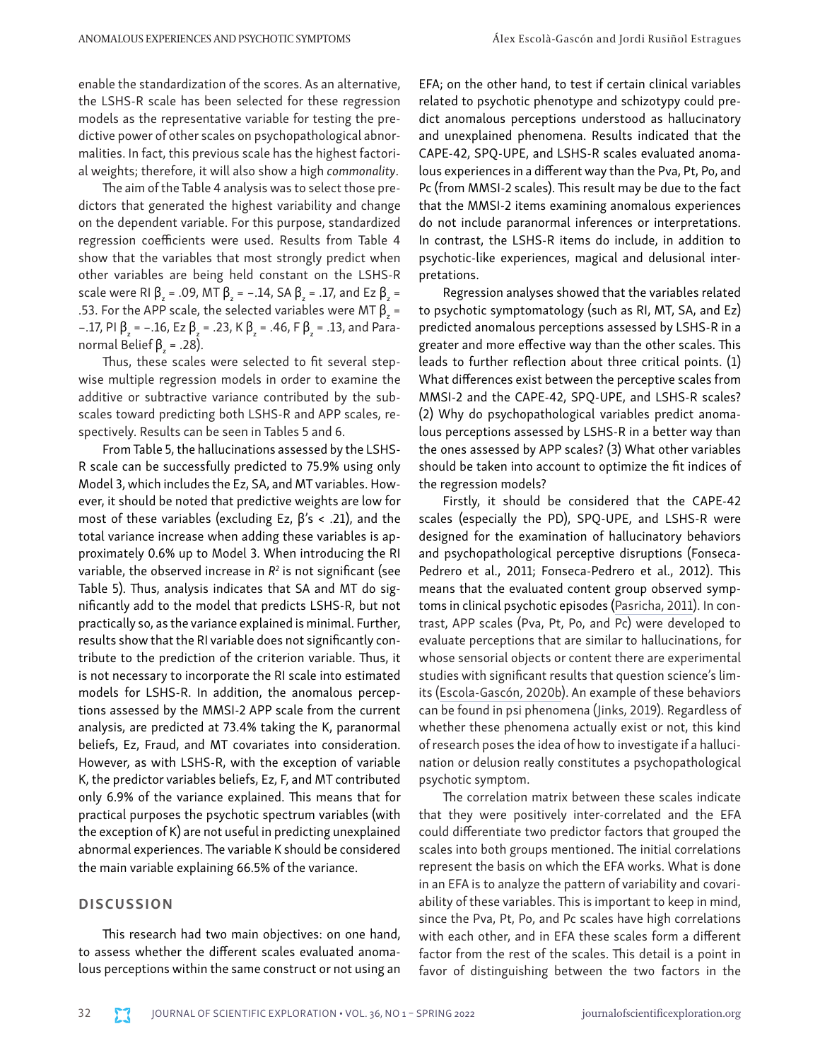enable the standardization of the scores. As an alternative, the LSHS-R scale has been selected for these regression models as the representative variable for testing the predictive power of other scales on psychopathological abnormalities. In fact, this previous scale has the highest factorial weights; therefore, it will also show a high *commonality*.

The aim of the Table 4 analysis was to select those predictors that generated the highest variability and change on the dependent variable. For this purpose, standardized regression coefficients were used. Results from Table 4 show that the variables that most strongly predict when other variables are being held constant on the LSHS-R scale were RI $\beta_z$ = .09, MT $\beta_z$ = −.14, SA $\beta_z$ = .17, and Ez $\beta_z$ = .53. For the APP scale, the selected variables were MT $\beta_z$ = −.17, PI $\beta_z$ = −.16, Ez $\beta_z$ = .23, K $\beta_z$ = .46, F $\beta_z$ = .13, and Paranormal Belief $\beta_z$ = .28).

Thus, these scales were selected to fit several stepwise multiple regression models in order to examine the additive or subtractive variance contributed by the subscales toward predicting both LSHS-R and APP scales, respectively. Results can be seen in Tables 5 and 6.

From Table 5, the hallucinations assessed by the LSHS-R scale can be successfully predicted to 75.9% using only Model 3, which includes the Ez, SA, and MT variables. However, it should be noted that predictive weights are low for most of these variables (excluding Ez, β's < .21), and the total variance increase when adding these variables is approximately 0.6% up to Model 3. When introducing the RI variable, the observed increase in $R^2$ is not significant (see Table 5). Thus, analysis indicates that SA and MT do significantly add to the model that predicts LSHS-R, but not practically so, as the variance explained is minimal. Further, results show that the RI variable does not significantly contribute to the prediction of the criterion variable. Thus, it is not necessary to incorporate the RI scale into estimated models for LSHS-R. In addition, the anomalous perceptions assessed by the MMSI-2 APP scale from the current analysis, are predicted at 73.4% taking the K, paranormal beliefs, Ez, Fraud, and MT covariates into consideration. However, as with LSHS-R, with the exception of variable K, the predictor variables beliefs, Ez, F, and MT contributed only 6.9% of the variance explained. This means that for practical purposes the psychotic spectrum variables (with the exception of K) are not useful in predicting unexplained abnormal experiences. The variable K should be considered the main variable explaining 66.5% of the variance.

## DISCUSSION

This research had two main objectives: on one hand, to assess whether the different scales evaluated anomalous perceptions within the same construct or not using an EFA; on the other hand, to test if certain clinical variables related to psychotic phenotype and schizotypy could predict anomalous perceptions understood as hallucinatory and unexplained phenomena. Results indicated that the CAPE-42, SPQ-UPE, and LSHS-R scales evaluated anomalous experiences in a different way than the Pva, Pt, Po, and Pc (from MMSI-2 scales). This result may be due to the fact that the MMSI-2 items examining anomalous experiences do not include paranormal inferences or interpretations. In contrast, the LSHS-R items do include, in addition to psychotic-like experiences, magical and delusional interpretations.

Regression analyses showed that the variables related to psychotic symptomatology (such as RI, MT, SA, and Ez) predicted anomalous perceptions assessed by LSHS-R in a greater and more effective way than the other scales. This leads to further reflection about three critical points. (1) What differences exist between the perceptive scales from MMSI-2 and the CAPE-42, SPQ-UPE, and LSHS-R scales? (2) Why do psychopathological variables predict anomalous perceptions assessed by LSHS-R in a better way than the ones assessed by APP scales? (3) What other variables should be taken into account to optimize the fit indices of the regression models?

Firstly, it should be considered that the CAPE-42 scales (especially the PD), SPQ-UPE, and LSHS-R were designed for the examination of hallucinatory behaviors and psychopathological perceptive disruptions (Fonseca-Pedrero et al., 2011; Fonseca-Pedrero et al., 2012). This means that the evaluated content group observed symptoms in clinical psychotic episodes (Pasricha, 2011). In contrast, APP scales (Pva, Pt, Po, and Pc) were developed to evaluate perceptions that are similar to hallucinations, for whose sensorial objects or content there are experimental studies with significant results that question science's limits (Escola-Gascón, 2020b). An example of these behaviors can be found in psi phenomena (Jinks, 2019). Regardless of whether these phenomena actually exist or not, this kind of research poses the idea of how to investigate if a hallucination or delusion really constitutes a psychopathological psychotic symptom.

The correlation matrix between these scales indicate that they were positively inter-correlated and the EFA could differentiate two predictor factors that grouped the scales into both groups mentioned. The initial correlations represent the basis on which the EFA works. What is done in an EFA is to analyze the pattern of variability and covariability of these variables. This is important to keep in mind, since the Pva, Pt, Po, and Pc scales have high correlations with each other, and in EFA these scales form a different factor from the rest of the scales. This detail is a point in favor of distinguishing between the two factors in the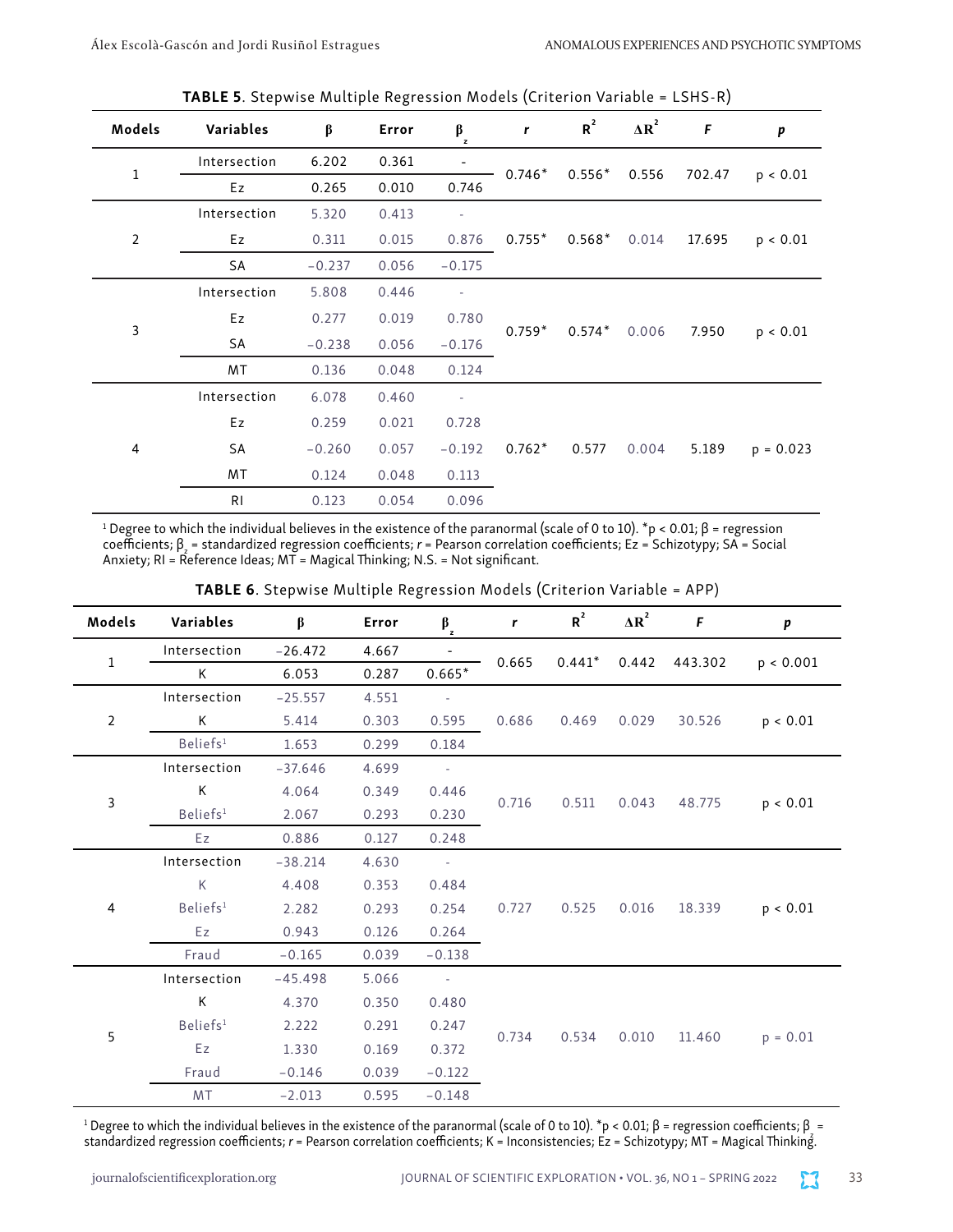**TABLE 5**. Stepwise Multiple Regression Models (Criterion Variable = LSHS-R)

| Models | Variables | β | Error | $β_z$ | *r* | $R^2$ | $ΔR^2$ | *F* | *p* |
|---|---|---|---|---|---|---|---|---|---|
| 1 | Intersection | 6.202 | 0.361 | - | 0.746* | 0.556* | 0.556 | 702.47 | p < 0.01 |
| | Ez | 0.265 | 0.010 | 0.746 | | | | | |
| 2 | Intersection | 5.320 | 0.413 | - | 0.755* | 0.568* | 0.014 | 17.695 | p < 0.01 |
| | Ez | 0.311 | 0.015 | 0.876 | | | | | |
| | SA | −0.237 | 0.056 | −0.175 | | | | | |
| 3 | Intersection | 5.808 | 0.446 | - | 0.759* | 0.574* | 0.006 | 7.950 | p < 0.01 |
| | Ez | 0.277 | 0.019 | 0.780 | | | | | |
| | SA | −0.238 | 0.056 | −0.176 | | | | | |
| | MT | 0.136 | 0.048 | 0.124 | | | | | |
| 4 | Intersection | 6.078 | 0.460 | - | 0.762* | 0.577 | 0.004 | 5.189 | p = 0.023 |
| | Ez | 0.259 | 0.021 | 0.728 | | | | | |
| | SA | −0.260 | 0.057 | −0.192 | | | | | |
| | MT | 0.124 | 0.048 | 0.113 | | | | | |
| | RI | 0.123 | 0.054 | 0.096 | | | | | |

[1] Degree to which the individual believes in the existence of the paranormal (scale of 0 to 10). *p < 0.01; β = regression coefficients; $β_z$ = standardized regression coefficients; *r* = Pearson correlation coefficients; Ez = Schizotypy; SA = Social Anxiety; RI = Reference Ideas; MT = Magical Thinking; N.S. = Not significant.

**TABLE 6**. Stepwise Multiple Regression Models (Criterion Variable = APP)

| Models | Variables | β | Error | $β_z$ | *r* | $R^2$ | $ΔR^2$ | *F* | *p* |
|---|---|---|---|---|---|---|---|---|---|
| 1 | Intersection | −26.472 | 4.667 | - | 0.665 | 0.441* | 0.442 | 443.302 | p < 0.001 |
| | K | 6.053 | 0.287 | 0.665* | | | | | |
| 2 | Intersection | −25.557 | 4.551 | - | 0.686 | 0.469 | 0.029 | 30.526 | p < 0.01 |
| | K | 5.414 | 0.303 | 0.595 | | | | | |
| | Beliefs[1] | 1.653 | 0.299 | 0.184 | | | | | |
| 3 | Intersection | −37.646 | 4.699 | - | 0.716 | 0.511 | 0.043 | 48.775 | p < 0.01 |
| | K | 4.064 | 0.349 | 0.446 | | | | | |
| | Beliefs[1] | 2.067 | 0.293 | 0.230 | | | | | |
| | Ez | 0.886 | 0.127 | 0.248 | | | | | |
| 4 | Intersection | −38.214 | 4.630 | - | 0.727 | 0.525 | 0.016 | 18.339 | p < 0.01 |
| | K | 4.408 | 0.353 | 0.484 | | | | | |
| | Beliefs[1] | 2.282 | 0.293 | 0.254 | | | | | |
| | Ez | 0.943 | 0.126 | 0.264 | | | | | |
| | Fraud | −0.165 | 0.039 | −0.138 | | | | | |
| 5 | Intersection | −45.498 | 5.066 | - | 0.734 | 0.534 | 0.010 | 11.460 | p = 0.01 |
| | K | 4.370 | 0.350 | 0.480 | | | | | |
| | Beliefs[1] | 2.222 | 0.291 | 0.247 | | | | | |
| | Ez | 1.330 | 0.169 | 0.372 | | | | | |
| | Fraud | −0.146 | 0.039 | −0.122 | | | | | |
| | MT | −2.013 | 0.595 | −0.148 | | | | | |

[1] Degree to which the individual believes in the existence of the paranormal (scale of 0 to 10). *p < 0.01; β = regression coefficients; $β_z$ = standardized regression coefficients; *r* = Pearson correlation coefficients; K = Inconsistencies; Ez = Schizotypy; MT = Magical Thinking.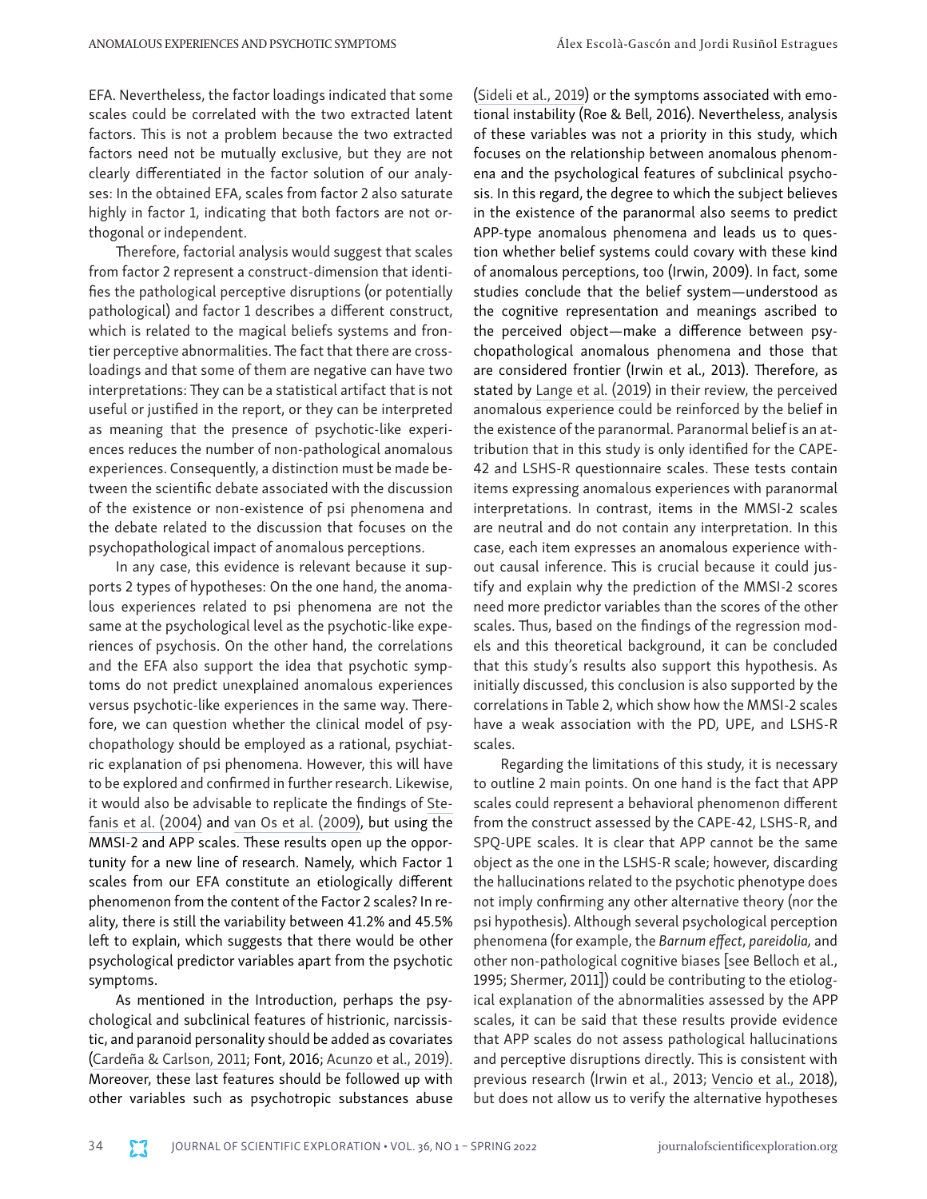EFA. Nevertheless, the factor loadings indicated that some scales could be correlated with the two extracted latent factors. This is not a problem because the two extracted factors need not be mutually exclusive, but they are not clearly differentiated in the factor solution of our analyses: In the obtained EFA, scales from factor 2 also saturate highly in factor 1, indicating that both factors are not orthogonal or independent.

Therefore, factorial analysis would suggest that scales from factor 2 represent a construct-dimension that identifies the pathological perceptive disruptions (or potentially pathological) and factor 1 describes a different construct, which is related to the magical beliefs systems and frontier perceptive abnormalities. The fact that there are cross-loadings and that some of them are negative can have two interpretations: They can be a statistical artifact that is not useful or justified in the report, or they can be interpreted as meaning that the presence of psychotic-like experiences reduces the number of non-pathological anomalous experiences. Consequently, a distinction must be made between the scientific debate associated with the discussion of the existence or non-existence of psi phenomena and the debate related to the discussion that focuses on the psychopathological impact of anomalous perceptions.

In any case, this evidence is relevant because it supports 2 types of hypotheses: On the one hand, the anomalous experiences related to psi phenomena are not the same at the psychological level as the psychotic-like experiences of psychosis. On the other hand, the correlations and the EFA also support the idea that psychotic symptoms do not predict unexplained anomalous experiences versus psychotic-like experiences in the same way. Therefore, we can question whether the clinical model of psychopathology should be employed as a rational, psychiatric explanation of psi phenomena. However, this will have to be explored and confirmed in further research. Likewise, it would also be advisable to replicate the findings of Stefanis et al. (2004) and van Os et al. (2009), but using the MMSI-2 and APP scales. These results open up the opportunity for a new line of research. Namely, which Factor 1 scales from our EFA constitute an etiologically different phenomenon from the content of the Factor 2 scales? In reality, there is still the variability between 41.2% and 45.5% left to explain, which suggests that there would be other psychological predictor variables apart from the psychotic symptoms.

As mentioned in the Introduction, perhaps the psychological and subclinical features of histrionic, narcissistic, and paranoid personality should be added as covariates (Cardeña & Carlson, 2011; Font, 2016; Acunzo et al., 2019). Moreover, these last features should be followed up with other variables such as psychotropic substances abuse (Sideli et al., 2019) or the symptoms associated with emotional instability (Roe & Bell, 2016). Nevertheless, analysis of these variables was not a priority in this study, which focuses on the relationship between anomalous phenomena and the psychological features of subclinical psychosis. In this regard, the degree to which the subject believes in the existence of the paranormal also seems to predict APP-type anomalous phenomena and leads us to question whether belief systems could covary with these kind of anomalous perceptions, too (Irwin, 2009). In fact, some studies conclude that the belief system—understood as the cognitive representation and meanings ascribed to the perceived object—make a difference between psychopathological anomalous phenomena and those that are considered frontier (Irwin et al., 2013). Therefore, as stated by Lange et al. (2019) in their review, the perceived anomalous experience could be reinforced by the belief in the existence of the paranormal. Paranormal belief is an attribution that in this study is only identified for the CAPE-42 and LSHS-R questionnaire scales. These tests contain items expressing anomalous experiences with paranormal interpretations. In contrast, items in the MMSI-2 scales are neutral and do not contain any interpretation. In this case, each item expresses an anomalous experience without causal inference. This is crucial because it could justify and explain why the prediction of the MMSI-2 scores need more predictor variables than the scores of the other scales. Thus, based on the findings of the regression models and this theoretical background, it can be concluded that this study's results also support this hypothesis. As initially discussed, this conclusion is also supported by the correlations in Table 2, which show how the MMSI-2 scales have a weak association with the PD, UPE, and LSHS-R scales.

Regarding the limitations of this study, it is necessary to outline 2 main points. On one hand is the fact that APP scales could represent a behavioral phenomenon different from the construct assessed by the CAPE-42, LSHS-R, and SPQ-UPE scales. It is clear that APP cannot be the same object as the one in the LSHS-R scale; however, discarding the hallucinations related to the psychotic phenotype does not imply confirming any other alternative theory (nor the psi hypothesis). Although several psychological perception phenomena (for example, the *Barnum effect*, *pareidolia,* and other non-pathological cognitive biases [see Belloch et al., 1995; Shermer, 2011]) could be contributing to the etiological explanation of the abnormalities assessed by the APP scales, it can be said that these results provide evidence that APP scales do not assess pathological hallucinations and perceptive disruptions directly. This is consistent with previous research (Irwin et al., 2013; Vencio et al., 2018), but does not allow us to verify the alternative hypotheses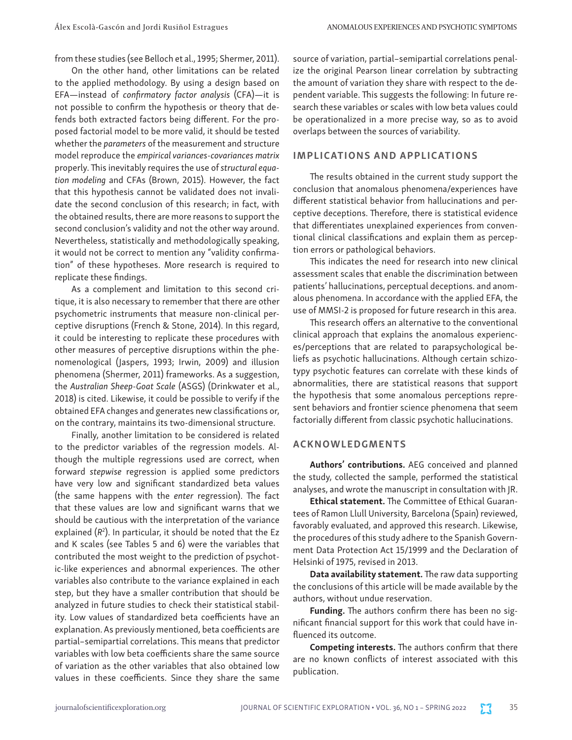from these studies (see Belloch et al., 1995; Shermer, 2011).

On the other hand, other limitations can be related to the applied methodology. By using a design based on EFA—instead of *confirmatory factor analysis* (CFA)—it is not possible to confirm the hypothesis or theory that defends both extracted factors being different. For the proposed factorial model to be more valid, it should be tested whether the *parameters* of the measurement and structure model reproduce the *empirical variances-covariances matrix* properly. This inevitably requires the use of *structural equation modeling* and CFAs (Brown, 2015). However, the fact that this hypothesis cannot be validated does not invalidate the second conclusion of this research; in fact, with the obtained results, there are more reasons to support the second conclusion's validity and not the other way around. Nevertheless, statistically and methodologically speaking, it would not be correct to mention any "validity confirmation" of these hypotheses. More research is required to replicate these findings.

As a complement and limitation to this second critique, it is also necessary to remember that there are other psychometric instruments that measure non-clinical perceptive disruptions (French & Stone, 2014). In this regard, it could be interesting to replicate these procedures with other measures of perceptive disruptions within the phenomenological (Jaspers, 1993; Irwin, 2009) and illusion phenomena (Shermer, 2011) frameworks. As a suggestion, the *Australian Sheep-Goat Scale* (ASGS) (Drinkwater et al., 2018) is cited. Likewise, it could be possible to verify if the obtained EFA changes and generates new classifications or, on the contrary, maintains its two-dimensional structure.

Finally, another limitation to be considered is related to the predictor variables of the regression models. Although the multiple regressions used are correct, when forward *stepwise* regression is applied some predictors have very low and significant standardized beta values (the same happens with the *enter* regression). The fact that these values are low and significant warns that we should be cautious with the interpretation of the variance explained ($R^2$). In particular, it should be noted that the Ez and K scales (see Tables 5 and 6) were the variables that contributed the most weight to the prediction of psychotic-like experiences and abnormal experiences. The other variables also contribute to the variance explained in each step, but they have a smaller contribution that should be analyzed in future studies to check their statistical stability. Low values of standardized beta coefficients have an explanation. As previously mentioned, beta coefficients are partial–semipartial correlations. This means that predictor variables with low beta coefficients share the same source of variation as the other variables that also obtained low values in these coefficients. Since they share the same source of variation, partial–semipartial correlations penalize the original Pearson linear correlation by subtracting the amount of variation they share with respect to the dependent variable. This suggests the following: In future research these variables or scales with low beta values could be operationalized in a more precise way, so as to avoid overlaps between the sources of variability.

## IMPLICATIONS AND APPLICATIONS

The results obtained in the current study support the conclusion that anomalous phenomena/experiences have different statistical behavior from hallucinations and perceptive deceptions. Therefore, there is statistical evidence that differentiates unexplained experiences from conventional clinical classifications and explain them as perception errors or pathological behaviors.

This indicates the need for research into new clinical assessment scales that enable the discrimination between patients' hallucinations, perceptual deceptions. and anomalous phenomena. In accordance with the applied EFA, the use of MMSI-2 is proposed for future research in this area.

This research offers an alternative to the conventional clinical approach that explains the anomalous experiences/perceptions that are related to parapsychological beliefs as psychotic hallucinations. Although certain schizotypy psychotic features can correlate with these kinds of abnormalities, there are statistical reasons that support the hypothesis that some anomalous perceptions represent behaviors and frontier science phenomena that seem factorially different from classic psychotic hallucinations.

## ACKNOWLEDGMENTS

**Authors' contributions.** AEG conceived and planned the study, collected the sample, performed the statistical analyses, and wrote the manuscript in consultation with JR.

**Ethical statement.** The Committee of Ethical Guarantees of Ramon Llull University, Barcelona (Spain) reviewed, favorably evaluated, and approved this research. Likewise, the procedures of this study adhere to the Spanish Government Data Protection Act 15/1999 and the Declaration of Helsinki of 1975, revised in 2013.

**Data availability statement.** The raw data supporting the conclusions of this article will be made available by the authors, without undue reservation.

**Funding.** The authors confirm there has been no significant financial support for this work that could have influenced its outcome.

**Competing interests.** The authors confirm that there are no known conflicts of interest associated with this publication.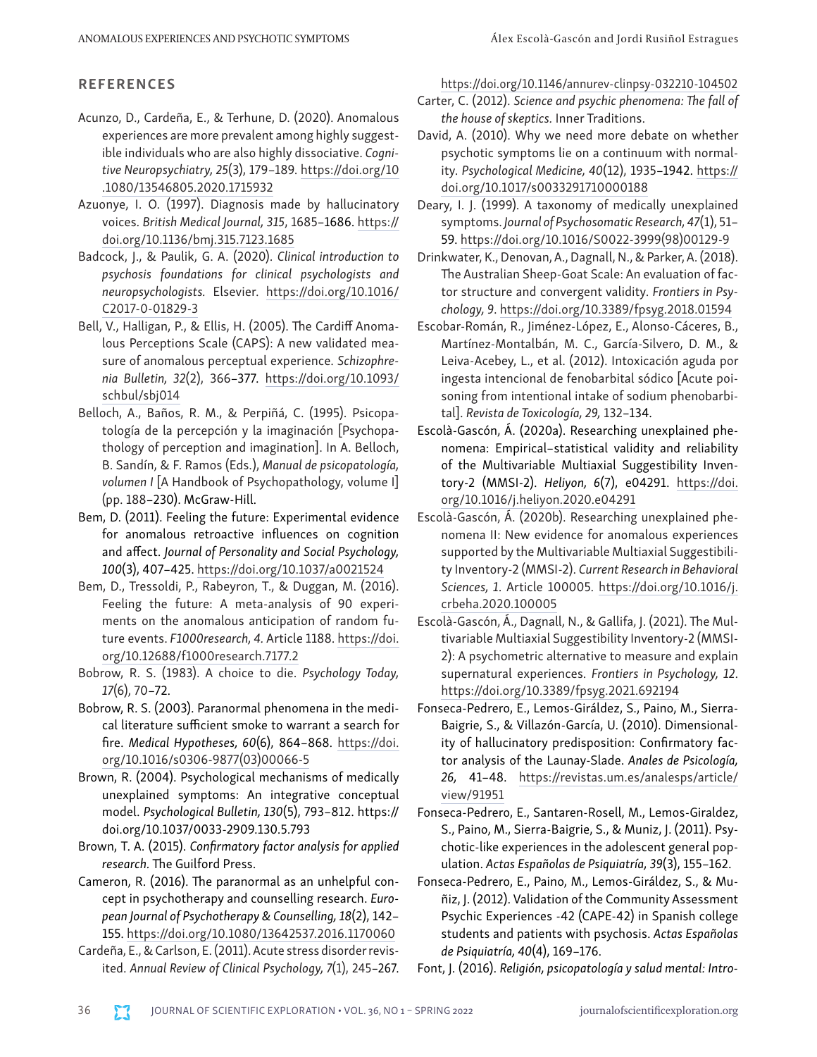## REFERENCES

Acunzo, D., Cardeña, E., & Terhune, D. (2020). Anomalous experiences are more prevalent among highly suggestible individuals who are also highly dissociative. *Cognitive Neuropsychiatry, 25*(3), 179–189. https://doi.org/10.1080/13546805.2020.1715932

Azuonye, I. O. (1997). Diagnosis made by hallucinatory voices. *British Medical Journal, 315*, 1685–1686. https://doi.org/10.1136/bmj.315.7123.1685

Badcock, J., & Paulik, G. A. (2020). *Clinical introduction to psychosis foundations for clinical psychologists and neuropsychologists*. Elsevier. https://doi.org/10.1016/C2017-0-01829-3

Bell, V., Halligan, P., & Ellis, H. (2005). The Cardiff Anomalous Perceptions Scale (CAPS): A new validated measure of anomalous perceptual experience. *Schizophrenia Bulletin, 32*(2), 366–377. https://doi.org/10.1093/schbul/sbj014

Belloch, A., Baños, R. M., & Perpiñá, C. (1995). Psicopatología de la percepción y la imaginación [Psychopathology of perception and imagination]. In A. Belloch, B. Sandín, & F. Ramos (Eds.), *Manual de psicopatología, volumen I* [A Handbook of Psychopathology, volume I] (pp. 188–230). McGraw-Hill.

Bem, D. (2011). Feeling the future: Experimental evidence for anomalous retroactive influences on cognition and affect. *Journal of Personality and Social Psychology, 100*(3), 407–425. https://doi.org/10.1037/a0021524

Bem, D., Tressoldi, P., Rabeyron, T., & Duggan, M. (2016). Feeling the future: A meta-analysis of 90 experiments on the anomalous anticipation of random future events. *F1000research, 4*. Article 1188. https://doi.org/10.12688/f1000research.7177.2

Bobrow, R. S. (1983). A choice to die. *Psychology Today, 17*(6), 70–72.

Bobrow, R. S. (2003). Paranormal phenomena in the medical literature sufficient smoke to warrant a search for fire. *Medical Hypotheses, 60*(6), 864–868. https://doi.org/10.1016/s0306-9877(03)00066-5

Brown, R. (2004). Psychological mechanisms of medically unexplained symptoms: An integrative conceptual model. *Psychological Bulletin, 130*(5), 793–812. https://doi.org/10.1037/0033-2909.130.5.793

Brown, T. A. (2015). *Confirmatory factor analysis for applied research*. The Guilford Press.

Cameron, R. (2016). The paranormal as an unhelpful concept in psychotherapy and counselling research. *European Journal of Psychotherapy & Counselling, 18*(2), 142–155. https://doi.org/10.1080/13642537.2016.1170060

Cardeña, E., & Carlson, E. (2011). Acute stress disorder revisited. *Annual Review of Clinical Psychology, 7*(1), 245–267. https://doi.org/10.1146/annurev-clinpsy-032210-104502

Carter, C. (2012). *Science and psychic phenomena: The fall of the house of skeptics*. Inner Traditions.

David, A. (2010). Why we need more debate on whether psychotic symptoms lie on a continuum with normality. *Psychological Medicine, 40*(12), 1935–1942. https://doi.org/10.1017/s0033291710000188

Deary, I. J. (1999). A taxonomy of medically unexplained symptoms. *Journal of Psychosomatic Research, 47*(1), 51–59. https://doi.org/10.1016/S0022-3999(98)00129-9

Drinkwater, K., Denovan, A., Dagnall, N., & Parker, A. (2018). The Australian Sheep-Goat Scale: An evaluation of factor structure and convergent validity. *Frontiers in Psychology, 9*. https://doi.org/10.3389/fpsyg.2018.01594

Escobar-Román, R., Jiménez-López, E., Alonso-Cáceres, B., Martínez-Montalbán, M. C., García-Silvero, D. M., & Leiva-Acebey, L., et al. (2012). Intoxicación aguda por ingesta intencional de fenobarbital sódico [Acute poisoning from intentional intake of sodium phenobarbital]. *Revista de Toxicología, 29,* 132–134.

Escolà-Gascón, Á. (2020a). Researching unexplained phenomena: Empirical–statistical validity and reliability of the Multivariable Multiaxial Suggestibility Inventory-2 (MMSI-2). *Heliyon, 6*(7), e04291. https://doi.org/10.1016/j.heliyon.2020.e04291

Escolà-Gascón, Á. (2020b). Researching unexplained phenomena II: New evidence for anomalous experiences supported by the Multivariable Multiaxial Suggestibility Inventory-2 (MMSI-2). *Current Research in Behavioral Sciences, 1*. Article 100005. https://doi.org/10.1016/j.crbeha.2020.100005

Escolà-Gascón, Á., Dagnall, N., & Gallifa, J. (2021). The Multivariable Multiaxial Suggestibility Inventory-2 (MMSI-2): A psychometric alternative to measure and explain supernatural experiences. *Frontiers in Psychology, 12*. https://doi.org/10.3389/fpsyg.2021.692194

Fonseca-Pedrero, E., Lemos-Giráldez, S., Paino, M., Sierra-Baigrie, S., & Villazón-García, U. (2010). Dimensionality of hallucinatory predisposition: Confirmatory factor analysis of the Launay-Slade. *Anales de Psicología, 26,* 41–48. https://revistas.um.es/analesps/article/view/91951

Fonseca-Pedrero, E., Santaren-Rosell, M., Lemos-Giraldez, S., Paino, M., Sierra-Baigrie, S., & Muniz, J. (2011). Psychotic-like experiences in the adolescent general population. *Actas Españolas de Psiquiatría, 39*(3), 155–162.

Fonseca-Pedrero, E., Paino, M., Lemos-Giráldez, S., & Muñiz, J. (2012). Validation of the Community Assessment Psychic Experiences -42 (CAPE-42) in Spanish college students and patients with psychosis. *Actas Españolas de Psiquiatría, 40*(4), 169–176.

Font, J. (2016). *Religión, psicopatología y salud mental: Intro-*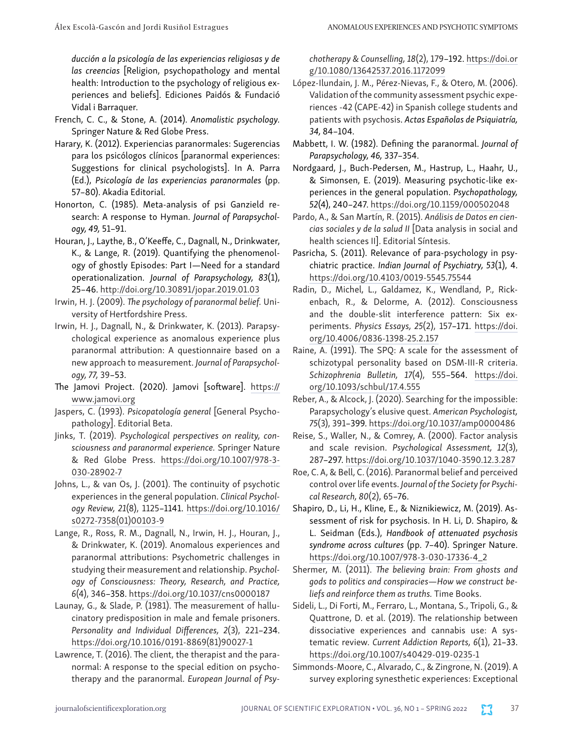*ducción a la psicología de las experiencias religiosas y de las creencias* [Religion, psychopathology and mental health: Introduction to the psychology of religious experiences and beliefs]. Ediciones Paidós & Fundació Vidal i Barraquer.

French, C. C., & Stone, A. (2014). *Anomalistic psychology*. Springer Nature & Red Globe Press.

Harary, K. (2012). Experiencias paranormales: Sugerencias para los psicólogos clínicos [paranormal experiences: Suggestions for clinical psychologists]. In A. Parra (Ed.), *Psicología de las experiencias paranormales* (pp. 57–80). Akadia Editorial.

Honorton, C. (1985). Meta-analysis of psi Ganzield research: A response to Hyman. *Journal of Parapsychology, 49,* 51–91.

Houran, J., Laythe, B., O'Keeffe, C., Dagnall, N., Drinkwater, K., & Lange, R. (2019). Quantifying the phenomenology of ghostly Episodes: Part I—Need for a standard operationalization. *Journal of Parapsychology, 83*(1), 25–46. http://doi.org/10.30891/jopar.2019.01.03

Irwin, H. J. (2009). *The psychology of paranormal belief.* University of Hertfordshire Press.

Irwin, H. J., Dagnall, N., & Drinkwater, K. (2013). Parapsychological experience as anomalous experience plus paranormal attribution: A questionnaire based on a new approach to measurement. *Journal of Parapsychology, 77,* 39–53.

The Jamovi Project. (2020). Jamovi [software]. https://www.jamovi.org

Jaspers, C. (1993). *Psicopatología general* [General Psychopathology]. Editorial Beta.

Jinks, T. (2019). *Psychological perspectives on reality, consciousness and paranormal experience.* Springer Nature & Red Globe Press. https://doi.org/10.1007/978-3-030-28902-7

Johns, L., & van Os, J. (2001). The continuity of psychotic experiences in the general population. *Clinical Psychology Review, 21*(8), 1125–1141. https://doi.org/10.1016/s0272-7358(01)00103-9

Lange, R., Ross, R. M., Dagnall, N., Irwin, H. J., Houran, J., & Drinkwater, K. (2019). Anomalous experiences and paranormal attributions: Psychometric challenges in studying their measurement and relationship. *Psychology of Consciousness: Theory, Research, and Practice, 6*(4), 346–358. https://doi.org/10.1037/cns0000187

Launay, G., & Slade, P. (1981). The measurement of hallucinatory predisposition in male and female prisoners. *Personality and Individual Differences, 2*(3), 221–234. https://doi.org/10.1016/0191-8869(81)90027-1

Lawrence, T. (2016). The client, the therapist and the paranormal: A response to the special edition on psychotherapy and the paranormal. *European Journal of Psychotherapy & Counselling, 18*(2), 179–192. https://doi.org/10.1080/13642537.2016.1172099

López-Ilundain, J. M., Pérez-Nievas, F., & Otero, M. (2006). Validation of the community assessment psychic experiences -42 (CAPE-42) in Spanish college students and patients with psychosis. *Actas Españolas de Psiquiatría, 34,* 84–104.

Mabbett, I. W. (1982). Defining the paranormal. *Journal of Parapsychology, 46,* 337–354.

Nordgaard, J., Buch-Pedersen, M., Hastrup, L., Haahr, U., & Simonsen, E. (2019). Measuring psychotic-like experiences in the general population. *Psychopathology, 52*(4), 240–247. https://doi.org/10.1159/000502048

Pardo, A., & San Martín, R. (2015). *Análisis de Datos en ciencias sociales y de la salud II* [Data analysis in social and health sciences II]. Editorial Síntesis.

Pasricha, S. (2011). Relevance of para-psychology in psychiatric practice. *Indian Journal of Psychiatry, 53*(1), 4. https://doi.org/10.4103/0019-5545.75544

Radin, D., Michel, L., Galdamez, K., Wendland, P., Rickenbach, R., & Delorme, A. (2012). Consciousness and the double-slit interference pattern: Six experiments. *Physics Essays, 25*(2), 157–171. https://doi.org/10.4006/0836-1398-25.2.157

Raine, A. (1991). The SPQ: A scale for the assessment of schizotypal personality based on DSM-III-R criteria. *Schizophrenia Bulletin, 17*(4), 555–564. https://doi.org/10.1093/schbul/17.4.555

Reber, A., & Alcock, J. (2020). Searching for the impossible: Parapsychology's elusive quest. *American Psychologist, 75*(3), 391–399. https://doi.org/10.1037/amp0000486

Reise, S., Waller, N., & Comrey, A. (2000). Factor analysis and scale revision. *Psychological Assessment, 12*(3), 287–297. https://doi.org/10.1037/1040-3590.12.3.287

Roe, C. A, & Bell, C. (2016). Paranormal belief and perceived control over life events. *Journal of the Society for Psychical Research, 80*(2), 65–76.

Shapiro, D., Li, H., Kline, E., & Niznikiewicz, M. (2019). Assessment of risk for psychosis. In H. Li, D. Shapiro, & L. Seidman (Eds.), *Handbook of attenuated psychosis syndrome across cultures* (pp. 7–40). Springer Nature. https://doi.org/10.1007/978-3-030-17336-4_2

Shermer, M. (2011). *The believing brain: From ghosts and gods to politics and conspiracies—How we construct beliefs and reinforce them as truths.* Time Books.

Sideli, L., Di Forti, M., Ferraro, L., Montana, S., Tripoli, G., & Quattrone, D. et al. (2019). The relationship between dissociative experiences and cannabis use: A systematic review. *Current Addiction Reports, 6*(1), 21–33. https://doi.org/10.1007/s40429-019-0235-1

Simmonds-Moore, C., Alvarado, C., & Zingrone, N. (2019). A survey exploring synesthetic experiences: Exceptional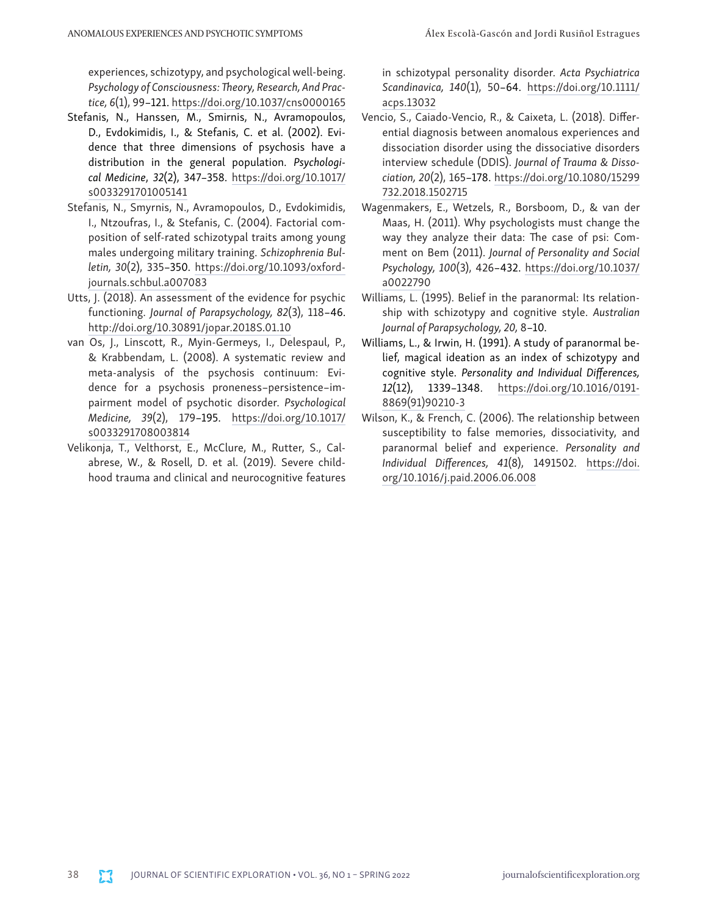experiences, schizotypy, and psychological well-being. *Psychology of Consciousness: Theory, Research, And Practice, 6*(1), 99–121. https://doi.org/10.1037/cns0000165

Stefanis, N., Hanssen, M., Smirnis, N., Avramopoulos, D., Evdokimidis, I., & Stefanis, C. et al. (2002). Evidence that three dimensions of psychosis have a distribution in the general population. *Psychological Medicine*, *32*(2), 347–358. https://doi.org/10.1017/s0033291701005141

Stefanis, N., Smyrnis, N., Avramopoulos, D., Evdokimidis, I., Ntzoufras, I., & Stefanis, C. (2004). Factorial composition of self-rated schizotypal traits among young males undergoing military training. *Schizophrenia Bulletin, 30*(2), 335–350. https://doi.org/10.1093/oxfordjournals.schbul.a007083

Utts, J. (2018). An assessment of the evidence for psychic functioning. *Journal of Parapsychology, 82*(3), 118–46. http://doi.org/10.30891/jopar.2018S.01.10

van Os, J., Linscott, R., Myin-Germeys, I., Delespaul, P., & Krabbendam, L. (2008). A systematic review and meta-analysis of the psychosis continuum: Evidence for a psychosis proneness–persistence–impairment model of psychotic disorder. *Psychological Medicine, 39*(2), 179–195. https://doi.org/10.1017/s0033291708003814

Velikonja, T., Velthorst, E., McClure, M., Rutter, S., Calabrese, W., & Rosell, D. et al. (2019). Severe childhood trauma and clinical and neurocognitive features in schizotypal personality disorder. *Acta Psychiatrica Scandinavica, 140*(1), 50–64. https://doi.org/10.1111/acps.13032

Vencio, S., Caiado-Vencio, R., & Caixeta, L. (2018). Differential diagnosis between anomalous experiences and dissociation disorder using the dissociative disorders interview schedule (DDIS). *Journal of Trauma & Dissociation, 20*(2), 165–178. https://doi.org/10.1080/15299732.2018.1502715

Wagenmakers, E., Wetzels, R., Borsboom, D., & van der Maas, H. (2011). Why psychologists must change the way they analyze their data: The case of psi: Comment on Bem (2011). *Journal of Personality and Social Psychology, 100*(3), 426–432. https://doi.org/10.1037/a0022790

Williams, L. (1995). Belief in the paranormal: Its relationship with schizotypy and cognitive style. *Australian Journal of Parapsychology, 20,* 8–10.

Williams, L., & Irwin, H. (1991). A study of paranormal belief, magical ideation as an index of schizotypy and cognitive style. *Personality and Individual Differences, 12*(12), 1339–1348. https://doi.org/10.1016/0191-8869(91)90210-3

Wilson, K., & French, C. (2006). The relationship between susceptibility to false memories, dissociativity, and paranormal belief and experience. *Personality and Individual Differences, 41*(8), 1491502. https://doi.org/10.1016/j.paid.2006.06.008